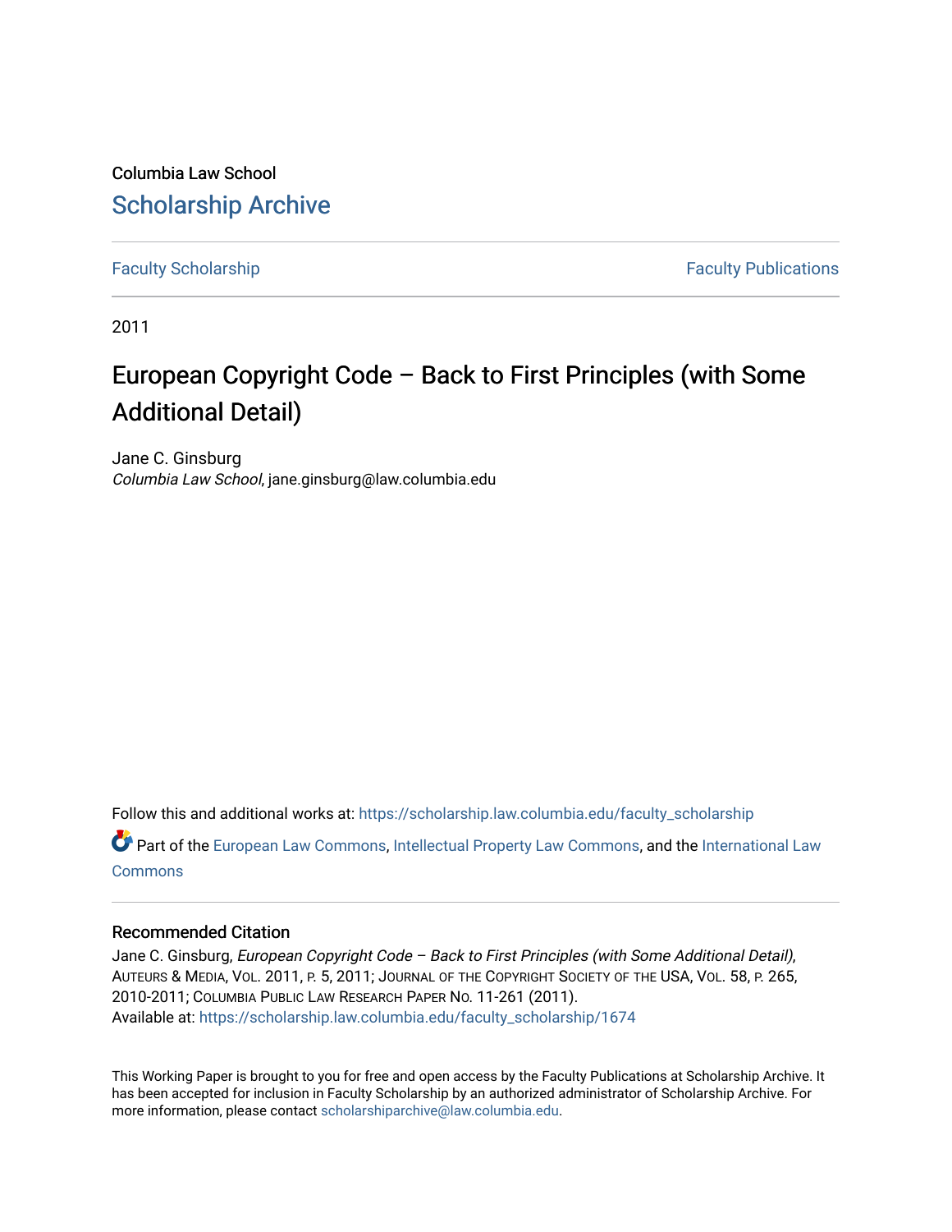Columbia Law School

# Scholarship Archive

Faculty Scholarship | Faculty Publications

2011

# European Copyright Code – Back to First Principles (with Some Additional Detail)

Jane C. Ginsburg
*Columbia Law School*, jane.ginsburg@law.columbia.edu

Follow this and additional works at: https://scholarship.law.columbia.edu/faculty_scholarship

Part of the European Law Commons, Intellectual Property Law Commons, and the International Law Commons

## Recommended Citation

Jane C. Ginsburg, *European Copyright Code – Back to First Principles (with Some Additional Detail)*, Auteurs & Media, Vol. 2011, p. 5, 2011; Journal of the Copyright Society of the USA, Vol. 58, p. 265, 2010-2011; Columbia Public Law Research Paper No. 11-261 (2011).
Available at: https://scholarship.law.columbia.edu/faculty_scholarship/1674

This Working Paper is brought to you for free and open access by the Faculty Publications at Scholarship Archive. It has been accepted for inclusion in Faculty Scholarship by an authorized administrator of Scholarship Archive. For more information, please contact scholarshiparchive@law.columbia.edu.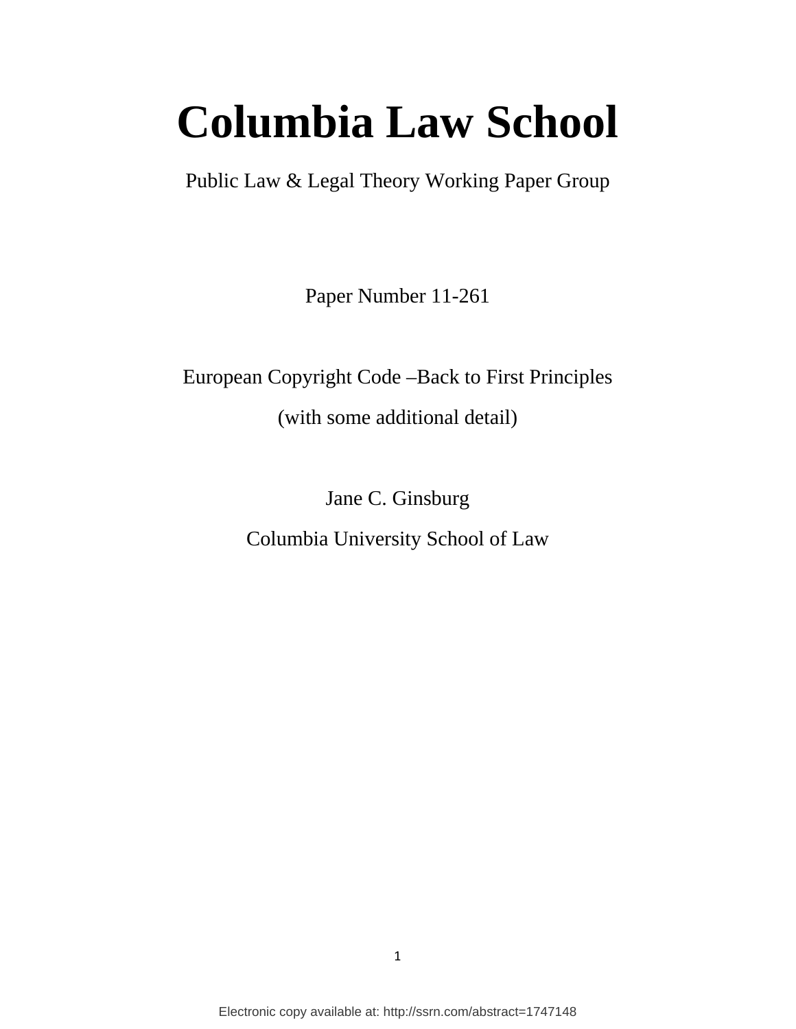# Columbia Law School

Public Law & Legal Theory Working Paper Group

Paper Number 11-261

European Copyright Code –Back to First Principles

(with some additional detail)

Jane C. Ginsburg

Columbia University School of Law

Electronic copy available at: http://ssrn.com/abstract=1747148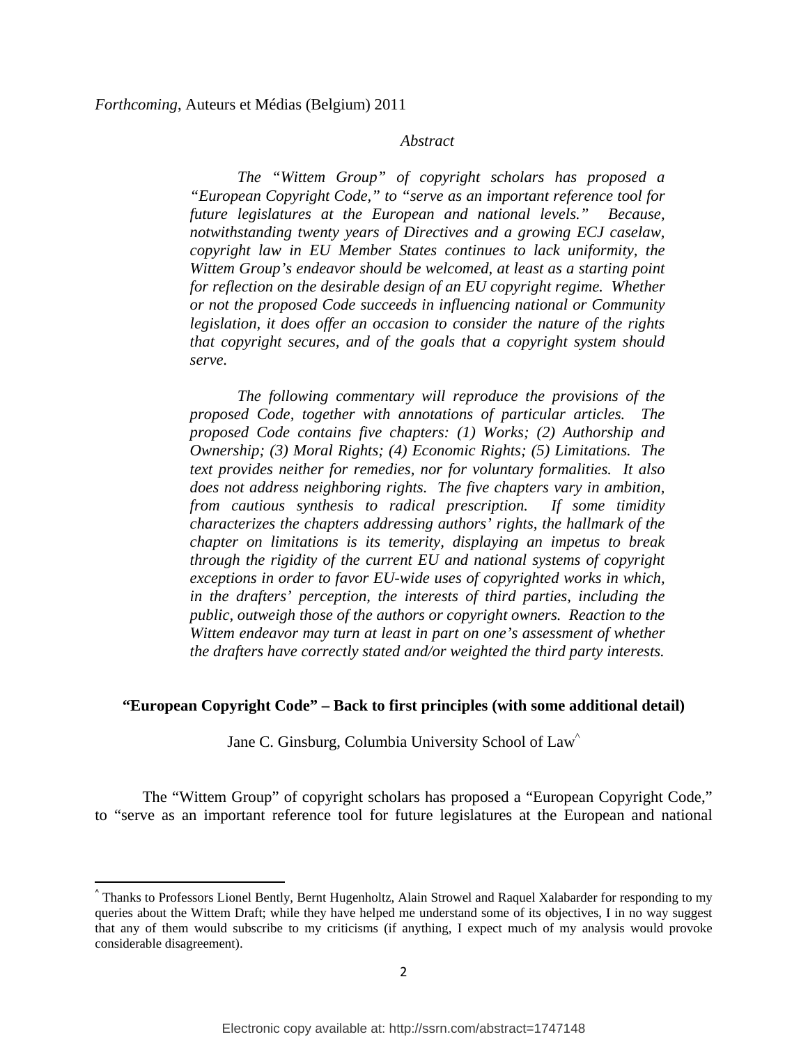*Forthcoming*, Auteurs et Médias (Belgium) 2011

*Abstract*

*The "Wittem Group" of copyright scholars has proposed a "European Copyright Code," to "serve as an important reference tool for future legislatures at the European and national levels." Because, notwithstanding twenty years of Directives and a growing ECJ caselaw, copyright law in EU Member States continues to lack uniformity, the Wittem Group's endeavor should be welcomed, at least as a starting point for reflection on the desirable design of an EU copyright regime. Whether or not the proposed Code succeeds in influencing national or Community legislation, it does offer an occasion to consider the nature of the rights that copyright secures, and of the goals that a copyright system should serve.*

*The following commentary will reproduce the provisions of the proposed Code, together with annotations of particular articles. The proposed Code contains five chapters: (1) Works; (2) Authorship and Ownership; (3) Moral Rights; (4) Economic Rights; (5) Limitations. The text provides neither for remedies, nor for voluntary formalities. It also does not address neighboring rights. The five chapters vary in ambition, from cautious synthesis to radical prescription. If some timidity characterizes the chapters addressing authors' rights, the hallmark of the chapter on limitations is its temerity, displaying an impetus to break through the rigidity of the current EU and national systems of copyright exceptions in order to favor EU-wide uses of copyrighted works in which, in the drafters' perception, the interests of third parties, including the public, outweigh those of the authors or copyright owners. Reaction to the Wittem endeavor may turn at least in part on one's assessment of whether the drafters have correctly stated and/or weighted the third party interests.*

## "European Copyright Code" – Back to first principles (with some additional detail)

Jane C. Ginsburg, Columbia University School of Law[^]

The "Wittem Group" of copyright scholars has proposed a "European Copyright Code," to "serve as an important reference tool for future legislatures at the European and national

[^] Thanks to Professors Lionel Bently, Bernt Hugenholtz, Alain Strowel and Raquel Xalabarder for responding to my queries about the Wittem Draft; while they have helped me understand some of its objectives, I in no way suggest that any of them would subscribe to my criticisms (if anything, I expect much of my analysis would provoke considerable disagreement).

Electronic copy available at: http://ssrn.com/abstract=1747148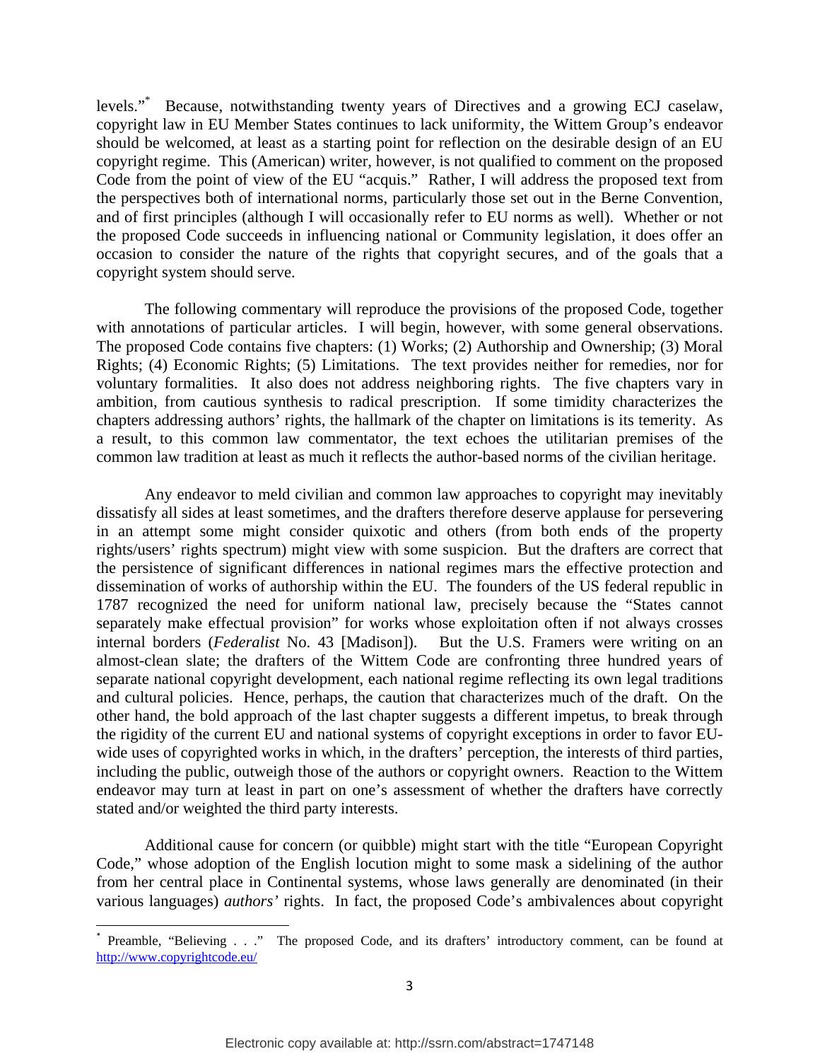levels."[*] Because, notwithstanding twenty years of Directives and a growing ECJ caselaw, copyright law in EU Member States continues to lack uniformity, the Wittem Group's endeavor should be welcomed, at least as a starting point for reflection on the desirable design of an EU copyright regime. This (American) writer, however, is not qualified to comment on the proposed Code from the point of view of the EU "acquis." Rather, I will address the proposed text from the perspectives both of international norms, particularly those set out in the Berne Convention, and of first principles (although I will occasionally refer to EU norms as well). Whether or not the proposed Code succeeds in influencing national or Community legislation, it does offer an occasion to consider the nature of the rights that copyright secures, and of the goals that a copyright system should serve.

The following commentary will reproduce the provisions of the proposed Code, together with annotations of particular articles. I will begin, however, with some general observations. The proposed Code contains five chapters: (1) Works; (2) Authorship and Ownership; (3) Moral Rights; (4) Economic Rights; (5) Limitations. The text provides neither for remedies, nor for voluntary formalities. It also does not address neighboring rights. The five chapters vary in ambition, from cautious synthesis to radical prescription. If some timidity characterizes the chapters addressing authors' rights, the hallmark of the chapter on limitations is its temerity. As a result, to this common law commentator, the text echoes the utilitarian premises of the common law tradition at least as much it reflects the author-based norms of the civilian heritage.

Any endeavor to meld civilian and common law approaches to copyright may inevitably dissatisfy all sides at least sometimes, and the drafters therefore deserve applause for persevering in an attempt some might consider quixotic and others (from both ends of the property rights/users' rights spectrum) might view with some suspicion. But the drafters are correct that the persistence of significant differences in national regimes mars the effective protection and dissemination of works of authorship within the EU. The founders of the US federal republic in 1787 recognized the need for uniform national law, precisely because the "States cannot separately make effectual provision" for works whose exploitation often if not always crosses internal borders (*Federalist* No. 43 [Madison]). But the U.S. Framers were writing on an almost-clean slate; the drafters of the Wittem Code are confronting three hundred years of separate national copyright development, each national regime reflecting its own legal traditions and cultural policies. Hence, perhaps, the caution that characterizes much of the draft. On the other hand, the bold approach of the last chapter suggests a different impetus, to break through the rigidity of the current EU and national systems of copyright exceptions in order to favor EU-wide uses of copyrighted works in which, in the drafters' perception, the interests of third parties, including the public, outweigh those of the authors or copyright owners. Reaction to the Wittem endeavor may turn at least in part on one's assessment of whether the drafters have correctly stated and/or weighted the third party interests.

Additional cause for concern (or quibble) might start with the title "European Copyright Code," whose adoption of the English locution might to some mask a sidelining of the author from her central place in Continental systems, whose laws generally are denominated (in their various languages) *authors'* rights. In fact, the proposed Code's ambivalences about copyright

[*] Preamble, "Believing . . ." The proposed Code, and its drafters' introductory comment, can be found at http://www.copyrightcode.eu/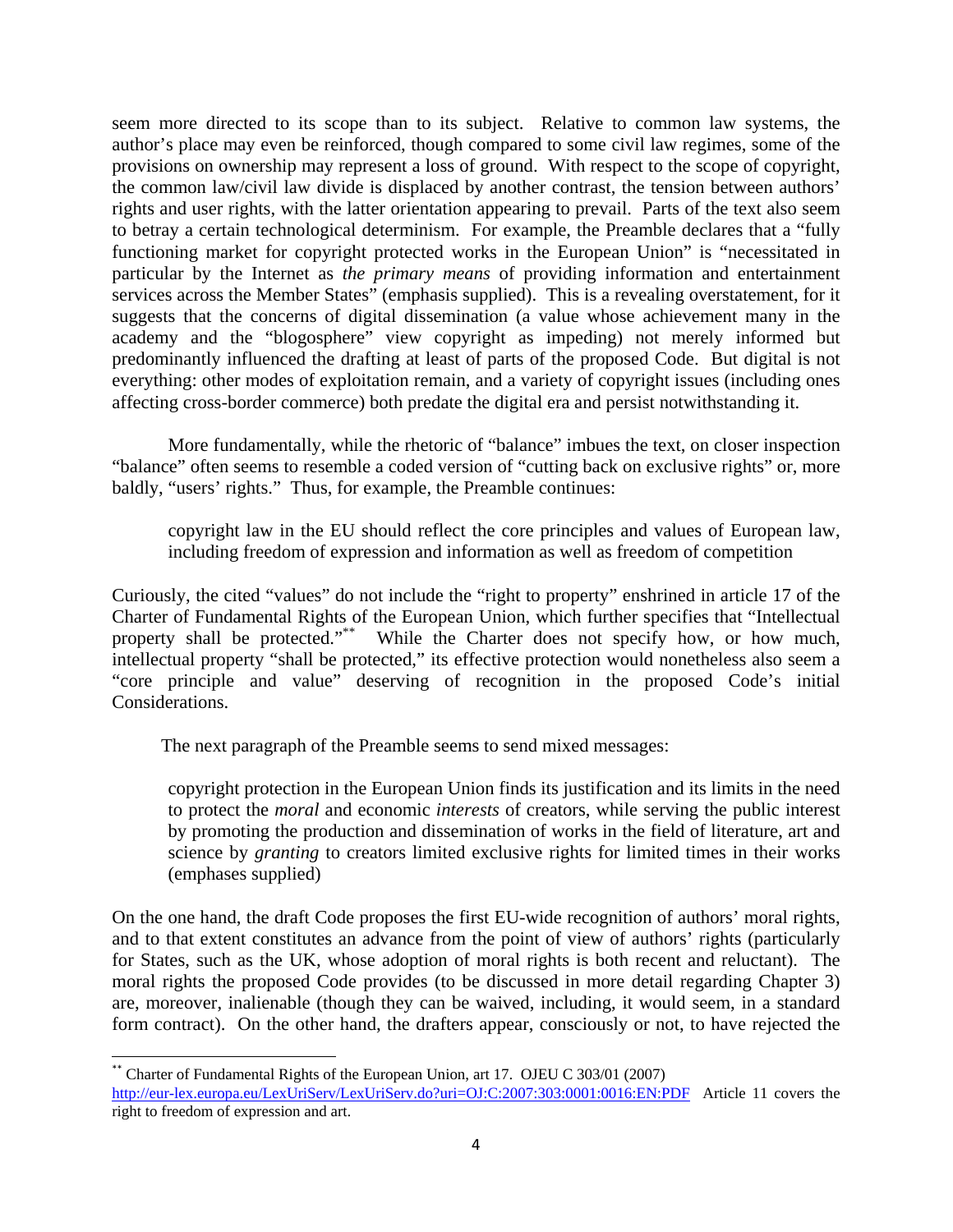seem more directed to its scope than to its subject. Relative to common law systems, the author's place may even be reinforced, though compared to some civil law regimes, some of the provisions on ownership may represent a loss of ground. With respect to the scope of copyright, the common law/civil law divide is displaced by another contrast, the tension between authors' rights and user rights, with the latter orientation appearing to prevail. Parts of the text also seem to betray a certain technological determinism. For example, the Preamble declares that a "fully functioning market for copyright protected works in the European Union" is "necessitated in particular by the Internet as *the primary means* of providing information and entertainment services across the Member States" (emphasis supplied). This is a revealing overstatement, for it suggests that the concerns of digital dissemination (a value whose achievement many in the academy and the "blogosphere" view copyright as impeding) not merely informed but predominantly influenced the drafting at least of parts of the proposed Code. But digital is not everything: other modes of exploitation remain, and a variety of copyright issues (including ones affecting cross-border commerce) both predate the digital era and persist notwithstanding it.

More fundamentally, while the rhetoric of "balance" imbues the text, on closer inspection "balance" often seems to resemble a coded version of "cutting back on exclusive rights" or, more baldly, "users' rights." Thus, for example, the Preamble continues:

> copyright law in the EU should reflect the core principles and values of European law, including freedom of expression and information as well as freedom of competition

Curiously, the cited "values" do not include the "right to property" enshrined in article 17 of the Charter of Fundamental Rights of the European Union, which further specifies that "Intellectual property shall be protected."[**] While the Charter does not specify how, or how much, intellectual property "shall be protected," its effective protection would nonetheless also seem a "core principle and value" deserving of recognition in the proposed Code's initial Considerations.

The next paragraph of the Preamble seems to send mixed messages:

> copyright protection in the European Union finds its justification and its limits in the need to protect the *moral* and economic *interests* of creators, while serving the public interest by promoting the production and dissemination of works in the field of literature, art and science by *granting* to creators limited exclusive rights for limited times in their works (emphases supplied)

On the one hand, the draft Code proposes the first EU-wide recognition of authors' moral rights, and to that extent constitutes an advance from the point of view of authors' rights (particularly for States, such as the UK, whose adoption of moral rights is both recent and reluctant). The moral rights the proposed Code provides (to be discussed in more detail regarding Chapter 3) are, moreover, inalienable (though they can be waived, including, it would seem, in a standard form contract). On the other hand, the drafters appear, consciously or not, to have rejected the

---

[**] Charter of Fundamental Rights of the European Union, art 17. OJEU C 303/01 (2007) http://eur-lex.europa.eu/LexUriServ/LexUriServ.do?uri=OJ:C:2007:303:0001:0016:EN:PDF Article 11 covers the right to freedom of expression and art.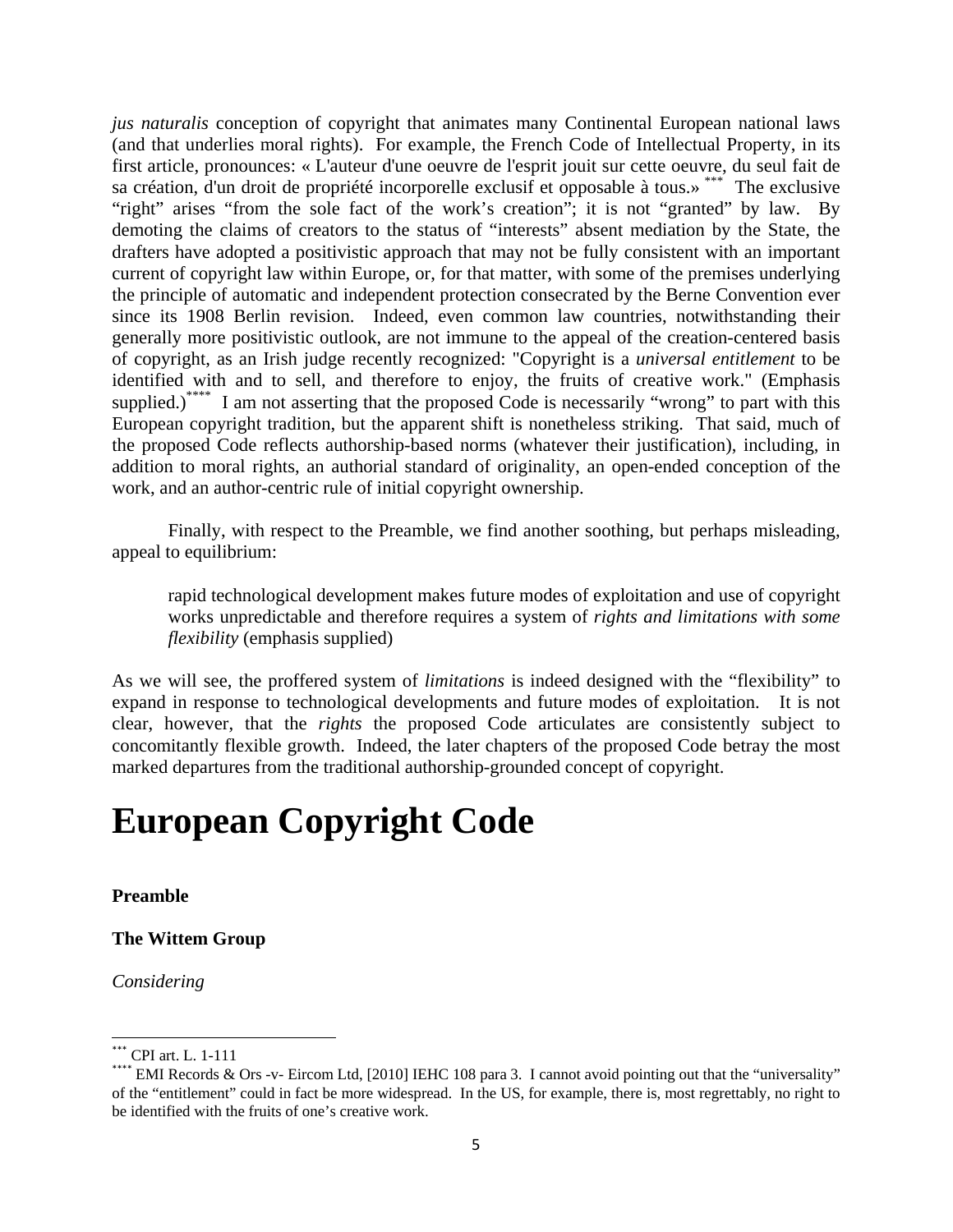*jus naturalis* conception of copyright that animates many Continental European national laws (and that underlies moral rights). For example, the French Code of Intellectual Property, in its first article, pronounces: « L'auteur d'une oeuvre de l'esprit jouit sur cette oeuvre, du seul fait de sa création, d'un droit de propriété incorporelle exclusif et opposable à tous.» [***] The exclusive "right" arises "from the sole fact of the work's creation"; it is not "granted" by law. By demoting the claims of creators to the status of "interests" absent mediation by the State, the drafters have adopted a positivistic approach that may not be fully consistent with an important current of copyright law within Europe, or, for that matter, with some of the premises underlying the principle of automatic and independent protection consecrated by the Berne Convention ever since its 1908 Berlin revision. Indeed, even common law countries, notwithstanding their generally more positivistic outlook, are not immune to the appeal of the creation-centered basis of copyright, as an Irish judge recently recognized: "Copyright is a *universal entitlement* to be identified with and to sell, and therefore to enjoy, the fruits of creative work." (Emphasis supplied.)[****] I am not asserting that the proposed Code is necessarily "wrong" to part with this European copyright tradition, but the apparent shift is nonetheless striking. That said, much of the proposed Code reflects authorship-based norms (whatever their justification), including, in addition to moral rights, an authorial standard of originality, an open-ended conception of the work, and an author-centric rule of initial copyright ownership.

Finally, with respect to the Preamble, we find another soothing, but perhaps misleading, appeal to equilibrium:

> rapid technological development makes future modes of exploitation and use of copyright works unpredictable and therefore requires a system of *rights and limitations with some flexibility* (emphasis supplied)

As we will see, the proffered system of *limitations* is indeed designed with the "flexibility" to expand in response to technological developments and future modes of exploitation. It is not clear, however, that the *rights* the proposed Code articulates are consistently subject to concomitantly flexible growth. Indeed, the later chapters of the proposed Code betray the most marked departures from the traditional authorship-grounded concept of copyright.

# European Copyright Code

**Preamble**

**The Wittem Group**

*Considering*

---

[***] CPI art. L. 1-111

[****] EMI Records & Ors -v- Eircom Ltd, [2010] IEHC 108 para 3. I cannot avoid pointing out that the "universality" of the "entitlement" could in fact be more widespread. In the US, for example, there is, most regrettably, no right to be identified with the fruits of one's creative work.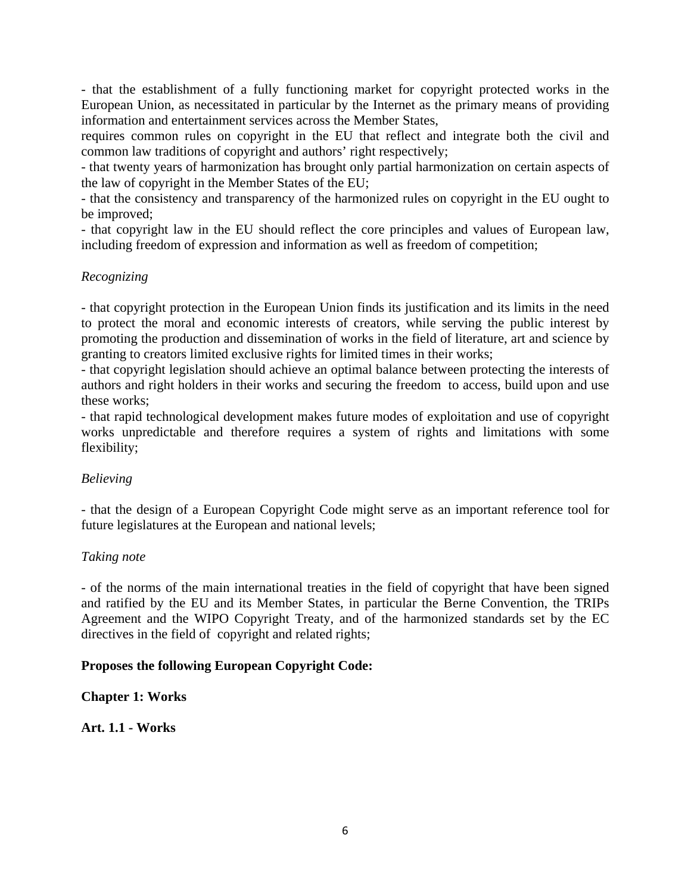- that the establishment of a fully functioning market for copyright protected works in the European Union, as necessitated in particular by the Internet as the primary means of providing information and entertainment services across the Member States,
requires common rules on copyright in the EU that reflect and integrate both the civil and common law traditions of copyright and authors' right respectively;
- that twenty years of harmonization has brought only partial harmonization on certain aspects of the law of copyright in the Member States of the EU;
- that the consistency and transparency of the harmonized rules on copyright in the EU ought to be improved;
- that copyright law in the EU should reflect the core principles and values of European law, including freedom of expression and information as well as freedom of competition;

*Recognizing*

- that copyright protection in the European Union finds its justification and its limits in the need to protect the moral and economic interests of creators, while serving the public interest by promoting the production and dissemination of works in the field of literature, art and science by granting to creators limited exclusive rights for limited times in their works;
- that copyright legislation should achieve an optimal balance between protecting the interests of authors and right holders in their works and securing the freedom to access, build upon and use these works;
- that rapid technological development makes future modes of exploitation and use of copyright works unpredictable and therefore requires a system of rights and limitations with some flexibility;

*Believing*

- that the design of a European Copyright Code might serve as an important reference tool for future legislatures at the European and national levels;

*Taking note*

- of the norms of the main international treaties in the field of copyright that have been signed and ratified by the EU and its Member States, in particular the Berne Convention, the TRIPs Agreement and the WIPO Copyright Treaty, and of the harmonized standards set by the EC directives in the field of copyright and related rights;

**Proposes the following European Copyright Code:**

## Chapter 1: Works

### Art. 1.1 - Works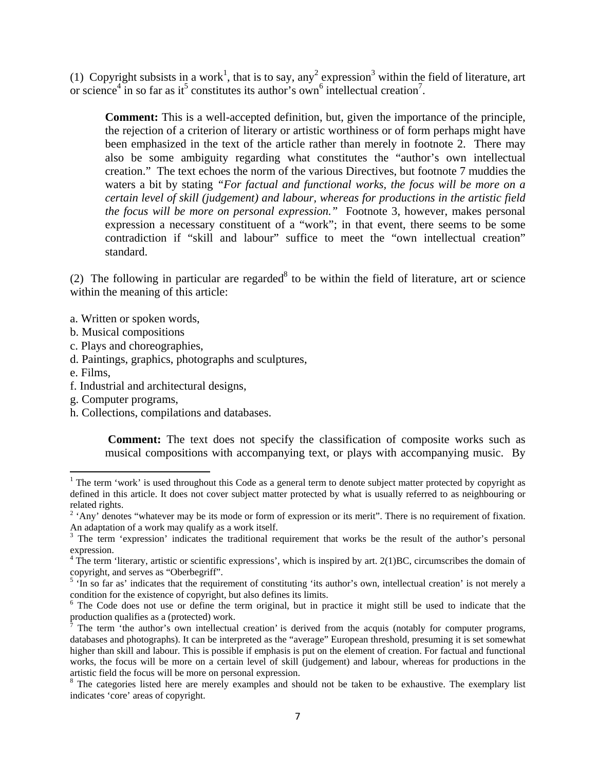(1) Copyright subsists in a work[1], that is to say, any[2] expression[3] within the field of literature, art or science[4] in so far as it[5] constitutes its author's own[6] intellectual creation[7].

> **Comment:** This is a well-accepted definition, but, given the importance of the principle, the rejection of a criterion of literary or artistic worthiness or of form perhaps might have been emphasized in the text of the article rather than merely in footnote 2. There may also be some ambiguity regarding what constitutes the "author's own intellectual creation." The text echoes the norm of the various Directives, but footnote 7 muddies the waters a bit by stating *"For factual and functional works, the focus will be more on a certain level of skill (judgement) and labour, whereas for productions in the artistic field the focus will be more on personal expression."* Footnote 3, however, makes personal expression a necessary constituent of a "work"; in that event, there seems to be some contradiction if "skill and labour" suffice to meet the "own intellectual creation" standard.

(2) The following in particular are regarded[8] to be within the field of literature, art or science within the meaning of this article:

a. Written or spoken words,
b. Musical compositions
c. Plays and choreographies,
d. Paintings, graphics, photographs and sculptures,
e. Films,
f. Industrial and architectural designs,
g. Computer programs,
h. Collections, compilations and databases.

> **Comment:** The text does not specify the classification of composite works such as musical compositions with accompanying text, or plays with accompanying music. By

---

[1] The term 'work' is used throughout this Code as a general term to denote subject matter protected by copyright as defined in this article. It does not cover subject matter protected by what is usually referred to as neighbouring or related rights.

[2] 'Any' denotes "whatever may be its mode or form of expression or its merit". There is no requirement of fixation. An adaptation of a work may qualify as a work itself.

[3] The term 'expression' indicates the traditional requirement that works be the result of the author's personal expression.

[4] The term 'literary, artistic or scientific expressions', which is inspired by art. 2(1)BC, circumscribes the domain of copyright, and serves as "Oberbegriff".

[5] 'In so far as' indicates that the requirement of constituting 'its author's own, intellectual creation' is not merely a condition for the existence of copyright, but also defines its limits.

[6] The Code does not use or define the term original, but in practice it might still be used to indicate that the production qualifies as a (protected) work.

[7] The term 'the author's own intellectual creation' is derived from the acquis (notably for computer programs, databases and photographs). It can be interpreted as the "average" European threshold, presuming it is set somewhat higher than skill and labour. This is possible if emphasis is put on the element of creation. For factual and functional works, the focus will be more on a certain level of skill (judgement) and labour, whereas for productions in the artistic field the focus will be more on personal expression.

[8] The categories listed here are merely examples and should not be taken to be exhaustive. The exemplary list indicates 'core' areas of copyright.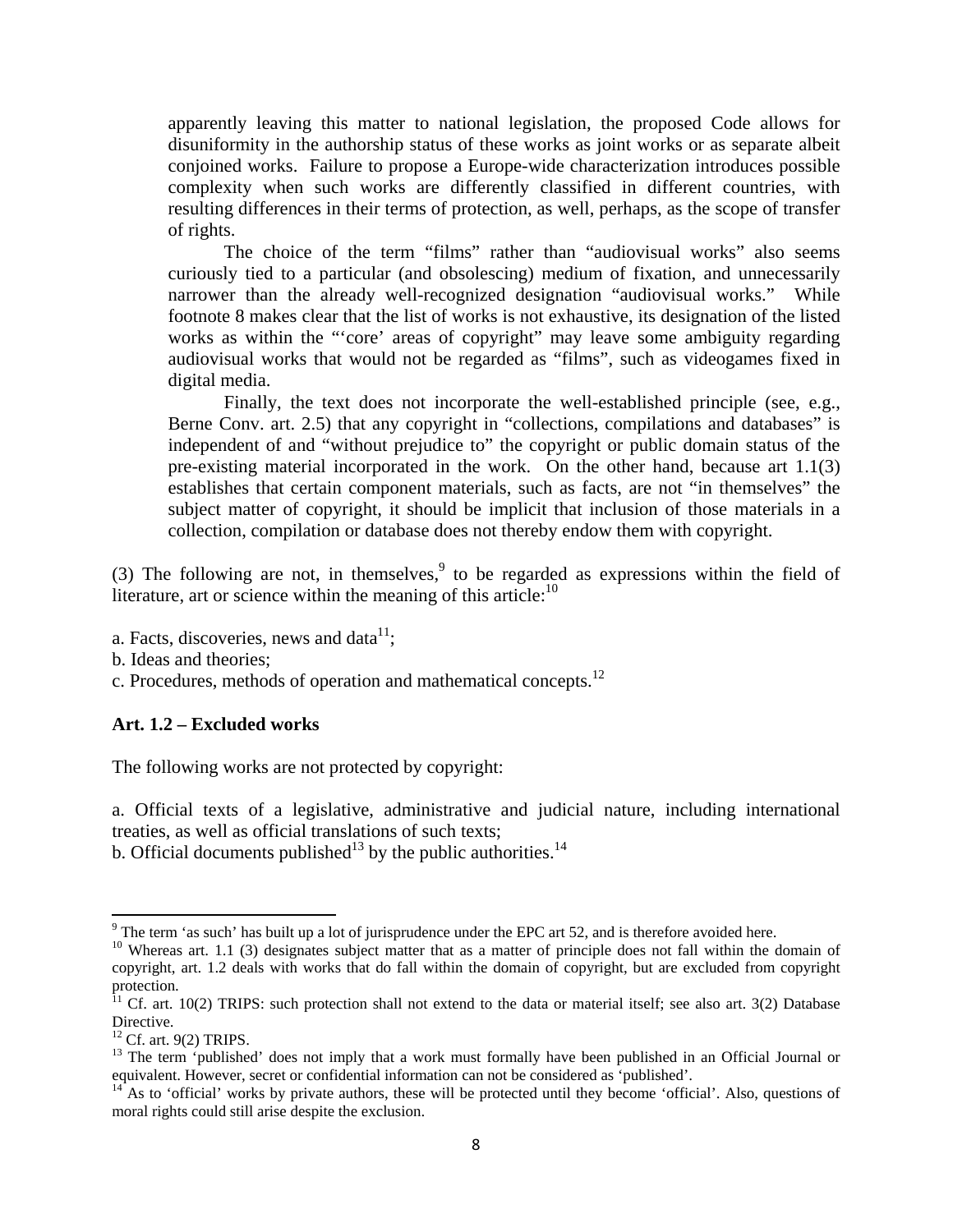apparently leaving this matter to national legislation, the proposed Code allows for disuniformity in the authorship status of these works as joint works or as separate albeit conjoined works. Failure to propose a Europe-wide characterization introduces possible complexity when such works are differently classified in different countries, with resulting differences in their terms of protection, as well, perhaps, as the scope of transfer of rights.

The choice of the term "films" rather than "audiovisual works" also seems curiously tied to a particular (and obsolescing) medium of fixation, and unnecessarily narrower than the already well-recognized designation "audiovisual works." While footnote 8 makes clear that the list of works is not exhaustive, its designation of the listed works as within the "'core' areas of copyright" may leave some ambiguity regarding audiovisual works that would not be regarded as "films", such as videogames fixed in digital media.

Finally, the text does not incorporate the well-established principle (see, e.g., Berne Conv. art. 2.5) that any copyright in "collections, compilations and databases" is independent of and "without prejudice to" the copyright or public domain status of the pre-existing material incorporated in the work. On the other hand, because art 1.1(3) establishes that certain component materials, such as facts, are not "in themselves" the subject matter of copyright, it should be implicit that inclusion of those materials in a collection, compilation or database does not thereby endow them with copyright.

(3) The following are not, in themselves,[9] to be regarded as expressions within the field of literature, art or science within the meaning of this article:[10]

a. Facts, discoveries, news and data[11];
b. Ideas and theories;
c. Procedures, methods of operation and mathematical concepts.[12]

**Art. 1.2 – Excluded works**

The following works are not protected by copyright:

a. Official texts of a legislative, administrative and judicial nature, including international treaties, as well as official translations of such texts;
b. Official documents published[13] by the public authorities.[14]

---

[9] The term 'as such' has built up a lot of jurisprudence under the EPC art 52, and is therefore avoided here.

[10] Whereas art. 1.1 (3) designates subject matter that as a matter of principle does not fall within the domain of copyright, art. 1.2 deals with works that do fall within the domain of copyright, but are excluded from copyright protection.

[11] Cf. art. 10(2) TRIPS: such protection shall not extend to the data or material itself; see also art. 3(2) Database Directive.

[12] Cf. art. 9(2) TRIPS.

[13] The term 'published' does not imply that a work must formally have been published in an Official Journal or equivalent. However, secret or confidential information can not be considered as 'published'.

[14] As to 'official' works by private authors, these will be protected until they become 'official'. Also, questions of moral rights could still arise despite the exclusion.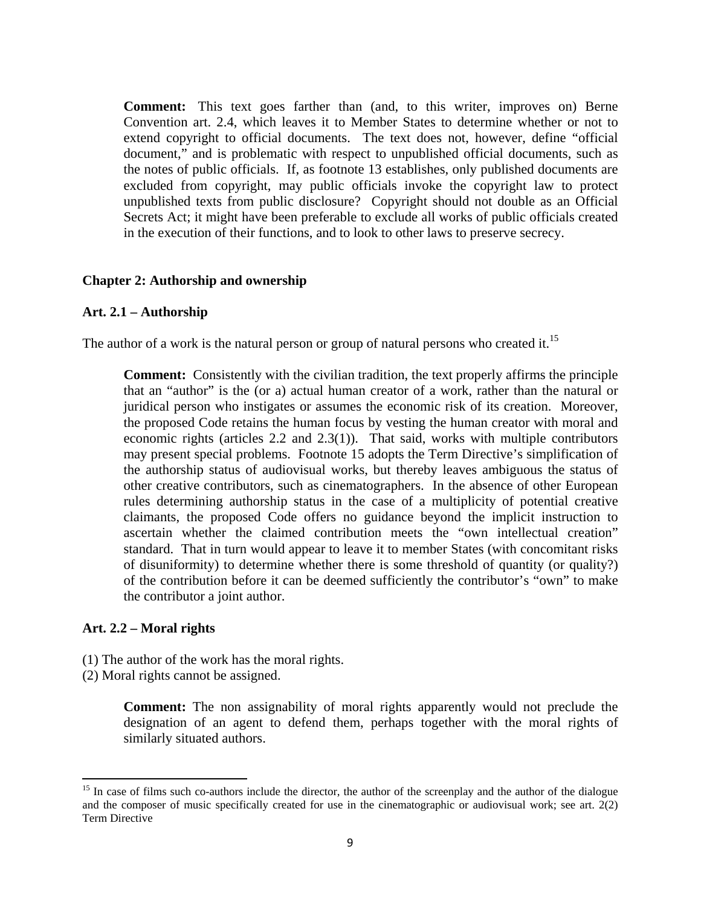**Comment:** This text goes farther than (and, to this writer, improves on) Berne Convention art. 2.4, which leaves it to Member States to determine whether or not to extend copyright to official documents. The text does not, however, define "official document," and is problematic with respect to unpublished official documents, such as the notes of public officials. If, as footnote 13 establishes, only published documents are excluded from copyright, may public officials invoke the copyright law to protect unpublished texts from public disclosure? Copyright should not double as an Official Secrets Act; it might have been preferable to exclude all works of public officials created in the execution of their functions, and to look to other laws to preserve secrecy.

## Chapter 2: Authorship and ownership

### Art. 2.1 – Authorship

The author of a work is the natural person or group of natural persons who created it.[15]

**Comment:** Consistently with the civilian tradition, the text properly affirms the principle that an "author" is the (or a) actual human creator of a work, rather than the natural or juridical person who instigates or assumes the economic risk of its creation. Moreover, the proposed Code retains the human focus by vesting the human creator with moral and economic rights (articles 2.2 and 2.3(1)). That said, works with multiple contributors may present special problems. Footnote 15 adopts the Term Directive's simplification of the authorship status of audiovisual works, but thereby leaves ambiguous the status of other creative contributors, such as cinematographers. In the absence of other European rules determining authorship status in the case of a multiplicity of potential creative claimants, the proposed Code offers no guidance beyond the implicit instruction to ascertain whether the claimed contribution meets the "own intellectual creation" standard. That in turn would appear to leave it to member States (with concomitant risks of disuniformity) to determine whether there is some threshold of quantity (or quality?) of the contribution before it can be deemed sufficiently the contributor's "own" to make the contributor a joint author.

### Art. 2.2 – Moral rights

(1) The author of the work has the moral rights.
(2) Moral rights cannot be assigned.

**Comment:** The non assignability of moral rights apparently would not preclude the designation of an agent to defend them, perhaps together with the moral rights of similarly situated authors.

---

[15] In case of films such co-authors include the director, the author of the screenplay and the author of the dialogue and the composer of music specifically created for use in the cinematographic or audiovisual work; see art. 2(2) Term Directive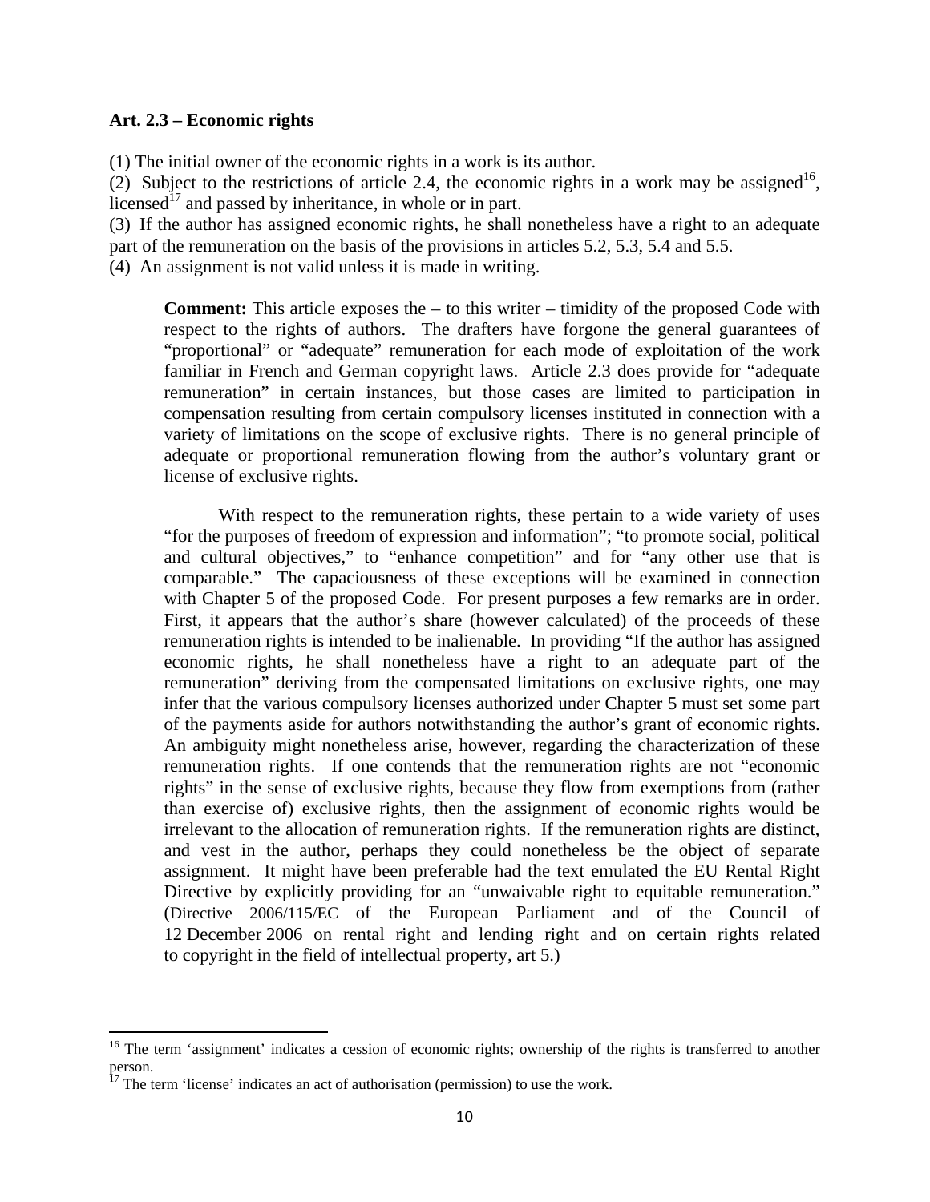**Art. 2.3 – Economic rights**

(1) The initial owner of the economic rights in a work is its author.
(2) Subject to the restrictions of article 2.4, the economic rights in a work may be assigned[16], licensed[17] and passed by inheritance, in whole or in part.
(3) If the author has assigned economic rights, he shall nonetheless have a right to an adequate part of the remuneration on the basis of the provisions in articles 5.2, 5.3, 5.4 and 5.5.
(4) An assignment is not valid unless it is made in writing.

> **Comment:** This article exposes the – to this writer – timidity of the proposed Code with respect to the rights of authors. The drafters have forgone the general guarantees of "proportional" or "adequate" remuneration for each mode of exploitation of the work familiar in French and German copyright laws. Article 2.3 does provide for "adequate remuneration" in certain instances, but those cases are limited to participation in compensation resulting from certain compulsory licenses instituted in connection with a variety of limitations on the scope of exclusive rights. There is no general principle of adequate or proportional remuneration flowing from the author's voluntary grant or license of exclusive rights.
>
> With respect to the remuneration rights, these pertain to a wide variety of uses "for the purposes of freedom of expression and information"; "to promote social, political and cultural objectives," to "enhance competition" and for "any other use that is comparable." The capaciousness of these exceptions will be examined in connection with Chapter 5 of the proposed Code. For present purposes a few remarks are in order. First, it appears that the author's share (however calculated) of the proceeds of these remuneration rights is intended to be inalienable. In providing "If the author has assigned economic rights, he shall nonetheless have a right to an adequate part of the remuneration" deriving from the compensated limitations on exclusive rights, one may infer that the various compulsory licenses authorized under Chapter 5 must set some part of the payments aside for authors notwithstanding the author's grant of economic rights. An ambiguity might nonetheless arise, however, regarding the characterization of these remuneration rights. If one contends that the remuneration rights are not "economic rights" in the sense of exclusive rights, because they flow from exemptions from (rather than exercise of) exclusive rights, then the assignment of economic rights would be irrelevant to the allocation of remuneration rights. If the remuneration rights are distinct, and vest in the author, perhaps they could nonetheless be the object of separate assignment. It might have been preferable had the text emulated the EU Rental Right Directive by explicitly providing for an "unwaivable right to equitable remuneration." (Directive 2006/115/EC of the European Parliament and of the Council of 12 December 2006 on rental right and lending right and on certain rights related to copyright in the field of intellectual property, art 5.)

---

[16] The term 'assignment' indicates a cession of economic rights; ownership of the rights is transferred to another person.

[17] The term 'license' indicates an act of authorisation (permission) to use the work.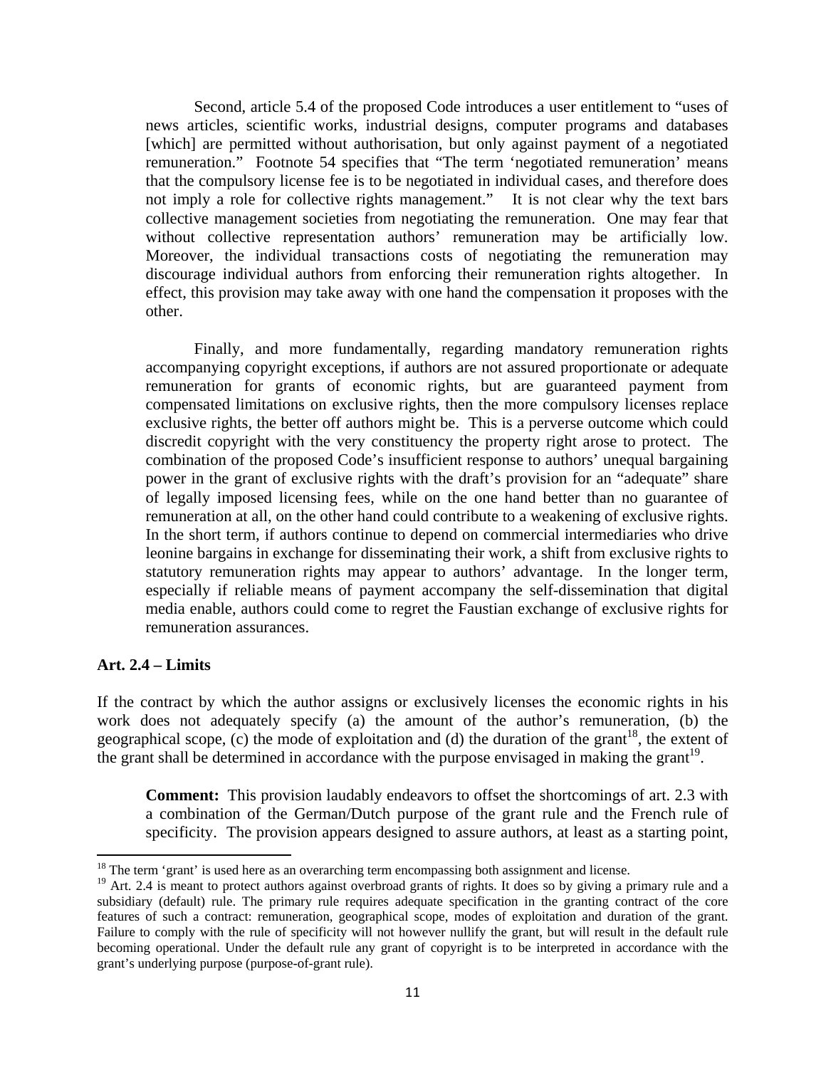Second, article 5.4 of the proposed Code introduces a user entitlement to "uses of news articles, scientific works, industrial designs, computer programs and databases [which] are permitted without authorisation, but only against payment of a negotiated remuneration." Footnote 54 specifies that "The term 'negotiated remuneration' means that the compulsory license fee is to be negotiated in individual cases, and therefore does not imply a role for collective rights management." It is not clear why the text bars collective management societies from negotiating the remuneration. One may fear that without collective representation authors' remuneration may be artificially low. Moreover, the individual transactions costs of negotiating the remuneration may discourage individual authors from enforcing their remuneration rights altogether. In effect, this provision may take away with one hand the compensation it proposes with the other.

Finally, and more fundamentally, regarding mandatory remuneration rights accompanying copyright exceptions, if authors are not assured proportionate or adequate remuneration for grants of economic rights, but are guaranteed payment from compensated limitations on exclusive rights, then the more compulsory licenses replace exclusive rights, the better off authors might be. This is a perverse outcome which could discredit copyright with the very constituency the property right arose to protect. The combination of the proposed Code's insufficient response to authors' unequal bargaining power in the grant of exclusive rights with the draft's provision for an "adequate" share of legally imposed licensing fees, while on the one hand better than no guarantee of remuneration at all, on the other hand could contribute to a weakening of exclusive rights. In the short term, if authors continue to depend on commercial intermediaries who drive leonine bargains in exchange for disseminating their work, a shift from exclusive rights to statutory remuneration rights may appear to authors' advantage. In the longer term, especially if reliable means of payment accompany the self-dissemination that digital media enable, authors could come to regret the Faustian exchange of exclusive rights for remuneration assurances.

### Art. 2.4 – Limits

If the contract by which the author assigns or exclusively licenses the economic rights in his work does not adequately specify (a) the amount of the author's remuneration, (b) the geographical scope, (c) the mode of exploitation and (d) the duration of the grant[18], the extent of the grant shall be determined in accordance with the purpose envisaged in making the grant[19].

**Comment:** This provision laudably endeavors to offset the shortcomings of art. 2.3 with a combination of the German/Dutch purpose of the grant rule and the French rule of specificity. The provision appears designed to assure authors, at least as a starting point,

---

[18] The term 'grant' is used here as an overarching term encompassing both assignment and license.

[19] Art. 2.4 is meant to protect authors against overbroad grants of rights. It does so by giving a primary rule and a subsidiary (default) rule. The primary rule requires adequate specification in the granting contract of the core features of such a contract: remuneration, geographical scope, modes of exploitation and duration of the grant. Failure to comply with the rule of specificity will not however nullify the grant, but will result in the default rule becoming operational. Under the default rule any grant of copyright is to be interpreted in accordance with the grant's underlying purpose (purpose-of-grant rule).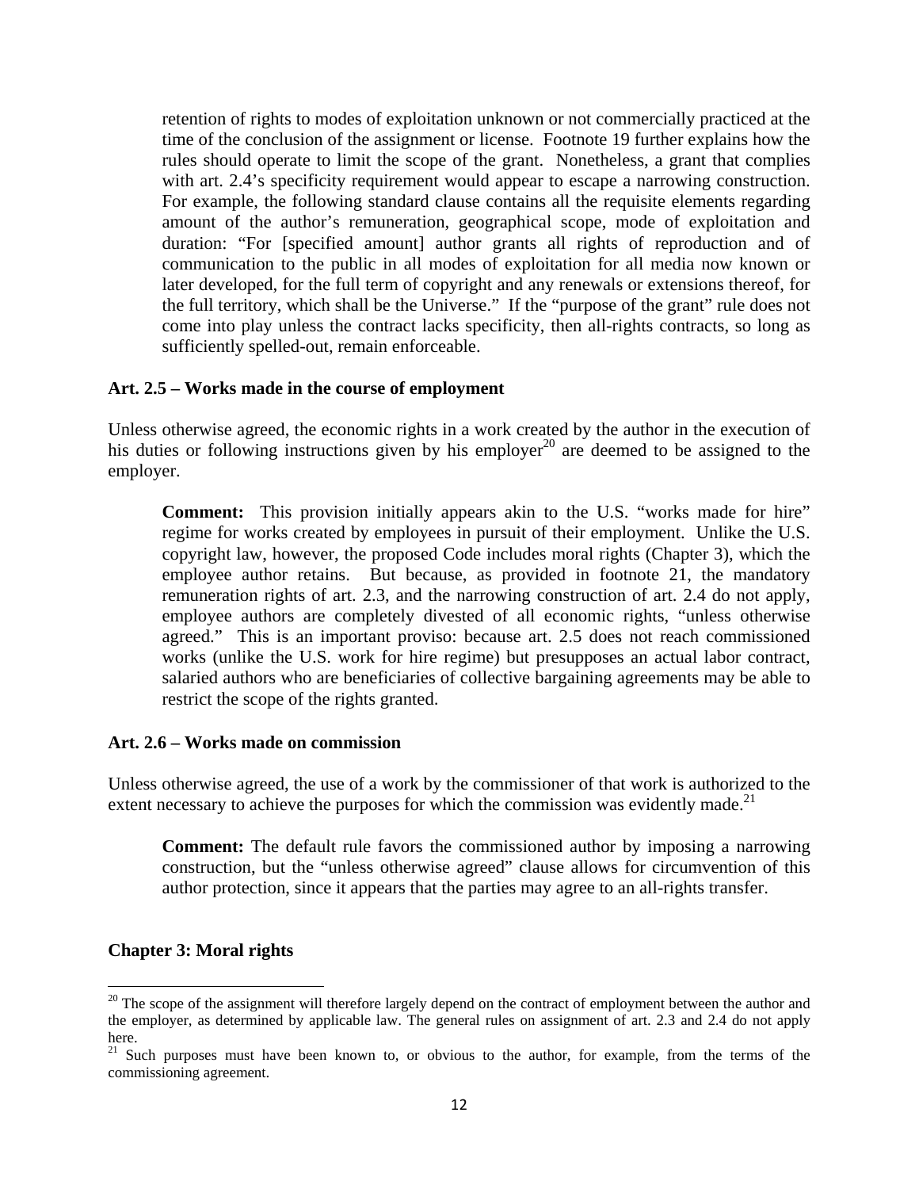retention of rights to modes of exploitation unknown or not commercially practiced at the time of the conclusion of the assignment or license. Footnote 19 further explains how the rules should operate to limit the scope of the grant. Nonetheless, a grant that complies with art. 2.4's specificity requirement would appear to escape a narrowing construction. For example, the following standard clause contains all the requisite elements regarding amount of the author's remuneration, geographical scope, mode of exploitation and duration: "For [specified amount] author grants all rights of reproduction and of communication to the public in all modes of exploitation for all media now known or later developed, for the full term of copyright and any renewals or extensions thereof, for the full territory, which shall be the Universe." If the "purpose of the grant" rule does not come into play unless the contract lacks specificity, then all-rights contracts, so long as sufficiently spelled-out, remain enforceable.

### Art. 2.5 – Works made in the course of employment

Unless otherwise agreed, the economic rights in a work created by the author in the execution of his duties or following instructions given by his employer[20] are deemed to be assigned to the employer.

> **Comment:** This provision initially appears akin to the U.S. "works made for hire" regime for works created by employees in pursuit of their employment. Unlike the U.S. copyright law, however, the proposed Code includes moral rights (Chapter 3), which the employee author retains. But because, as provided in footnote 21, the mandatory remuneration rights of art. 2.3, and the narrowing construction of art. 2.4 do not apply, employee authors are completely divested of all economic rights, "unless otherwise agreed." This is an important proviso: because art. 2.5 does not reach commissioned works (unlike the U.S. work for hire regime) but presupposes an actual labor contract, salaried authors who are beneficiaries of collective bargaining agreements may be able to restrict the scope of the rights granted.

### Art. 2.6 – Works made on commission

Unless otherwise agreed, the use of a work by the commissioner of that work is authorized to the extent necessary to achieve the purposes for which the commission was evidently made.[21]

> **Comment:** The default rule favors the commissioned author by imposing a narrowing construction, but the "unless otherwise agreed" clause allows for circumvention of this author protection, since it appears that the parties may agree to an all-rights transfer.

## Chapter 3: Moral rights

---

[20] The scope of the assignment will therefore largely depend on the contract of employment between the author and the employer, as determined by applicable law. The general rules on assignment of art. 2.3 and 2.4 do not apply here.

[21] Such purposes must have been known to, or obvious to the author, for example, from the terms of the commissioning agreement.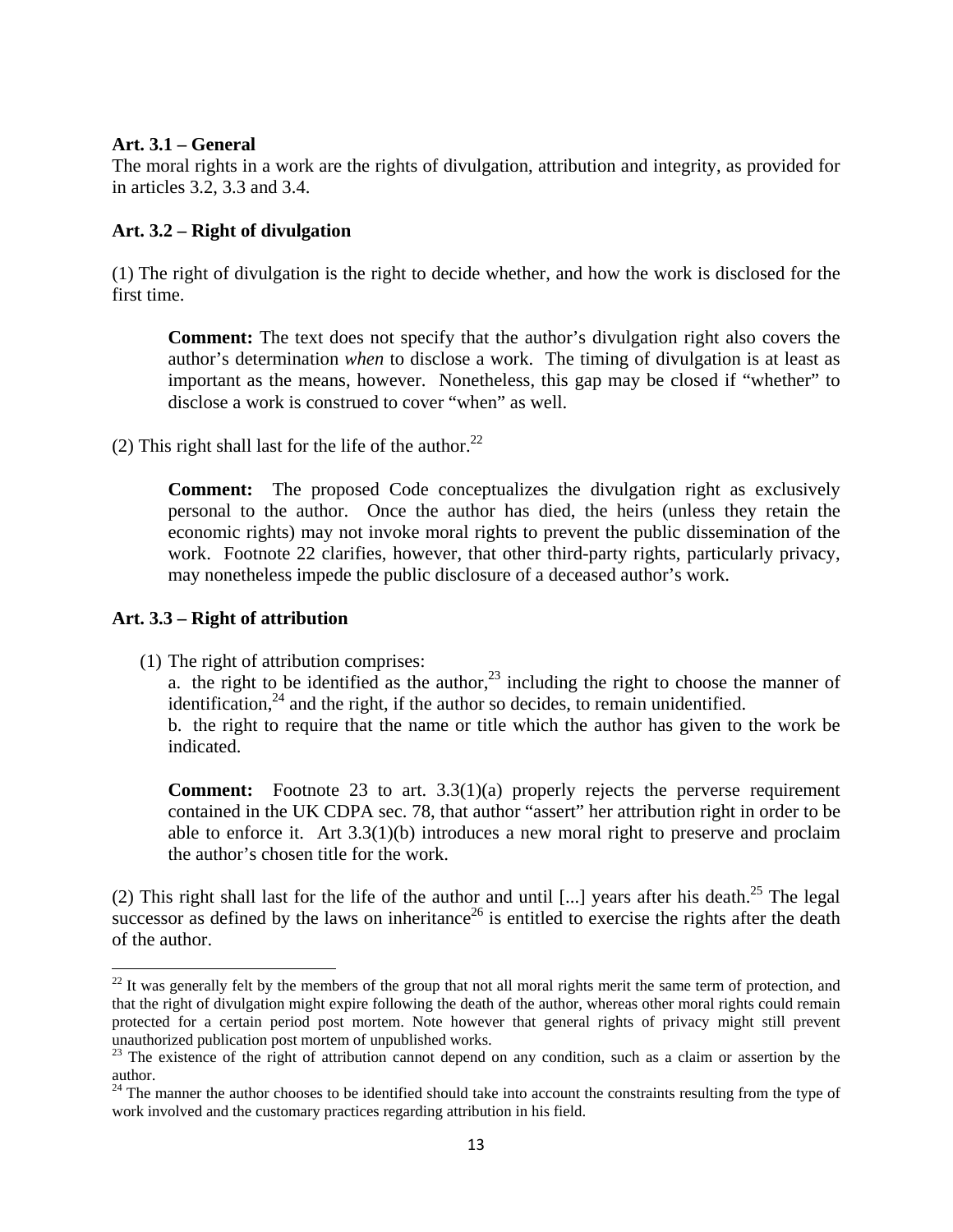**Art. 3.1 – General**

The moral rights in a work are the rights of divulgation, attribution and integrity, as provided for in articles 3.2, 3.3 and 3.4.

**Art. 3.2 – Right of divulgation**

(1) The right of divulgation is the right to decide whether, and how the work is disclosed for the first time.

> **Comment:** The text does not specify that the author's divulgation right also covers the author's determination *when* to disclose a work. The timing of divulgation is at least as important as the means, however. Nonetheless, this gap may be closed if "whether" to disclose a work is construed to cover "when" as well.

(2) This right shall last for the life of the author.[22]

> **Comment:** The proposed Code conceptualizes the divulgation right as exclusively personal to the author. Once the author has died, the heirs (unless they retain the economic rights) may not invoke moral rights to prevent the public dissemination of the work. Footnote 22 clarifies, however, that other third-party rights, particularly privacy, may nonetheless impede the public disclosure of a deceased author's work.

**Art. 3.3 – Right of attribution**

(1) The right of attribution comprises:
a. the right to be identified as the author,[23] including the right to choose the manner of identification,[24] and the right, if the author so decides, to remain unidentified.
b. the right to require that the name or title which the author has given to the work be indicated.

> **Comment:** Footnote 23 to art. 3.3(1)(a) properly rejects the perverse requirement contained in the UK CDPA sec. 78, that author "assert" her attribution right in order to be able to enforce it. Art 3.3(1)(b) introduces a new moral right to preserve and proclaim the author's chosen title for the work.

(2) This right shall last for the life of the author and until [...] years after his death.[25] The legal successor as defined by the laws on inheritance[26] is entitled to exercise the rights after the death of the author.

---

[22] It was generally felt by the members of the group that not all moral rights merit the same term of protection, and that the right of divulgation might expire following the death of the author, whereas other moral rights could remain protected for a certain period post mortem. Note however that general rights of privacy might still prevent unauthorized publication post mortem of unpublished works.

[23] The existence of the right of attribution cannot depend on any condition, such as a claim or assertion by the author.

[24] The manner the author chooses to be identified should take into account the constraints resulting from the type of work involved and the customary practices regarding attribution in his field.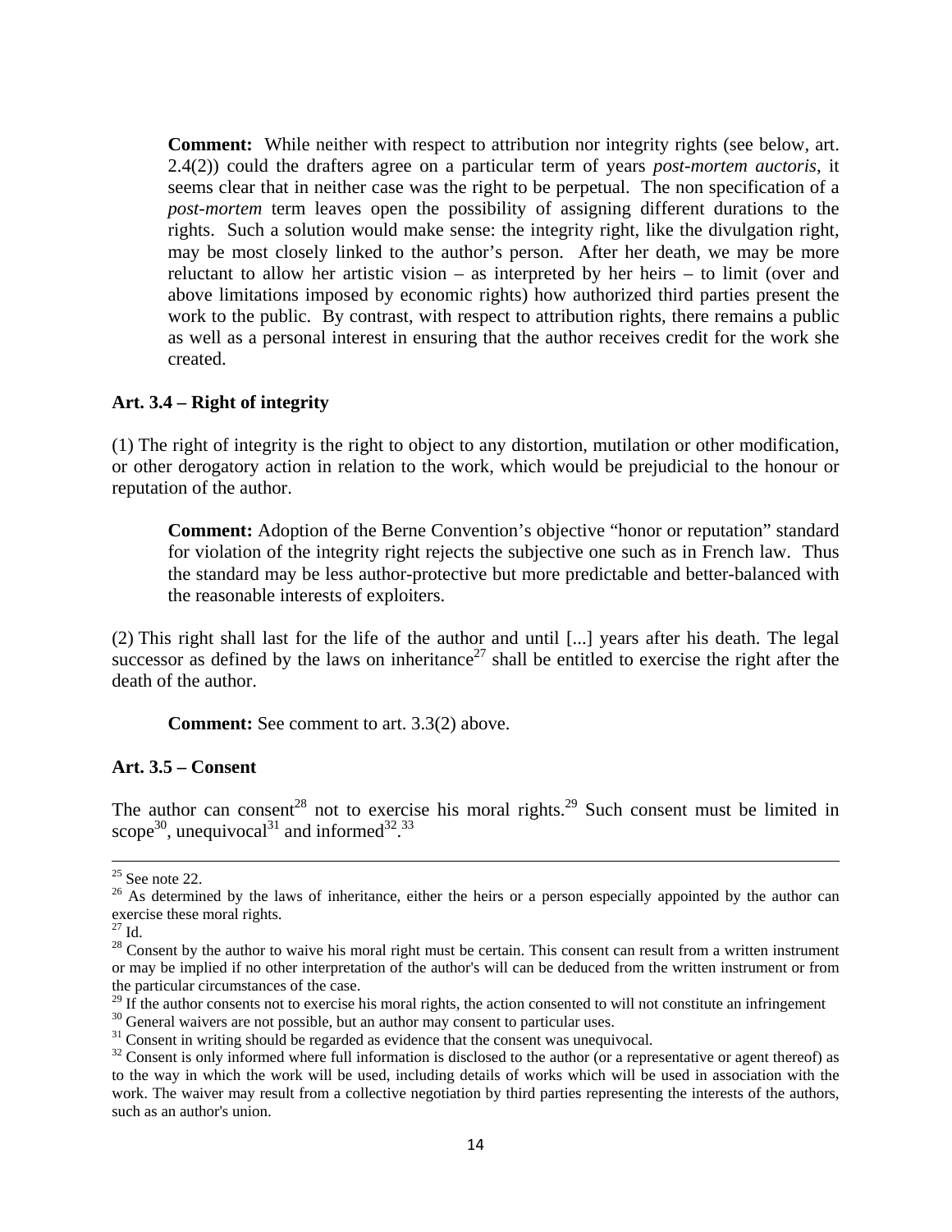**Comment:** While neither with respect to attribution nor integrity rights (see below, art. 2.4(2)) could the drafters agree on a particular term of years *post-mortem auctoris*, it seems clear that in neither case was the right to be perpetual. The non specification of a *post-mortem* term leaves open the possibility of assigning different durations to the rights. Such a solution would make sense: the integrity right, like the divulgation right, may be most closely linked to the author's person. After her death, we may be more reluctant to allow her artistic vision – as interpreted by her heirs – to limit (over and above limitations imposed by economic rights) how authorized third parties present the work to the public. By contrast, with respect to attribution rights, there remains a public as well as a personal interest in ensuring that the author receives credit for the work she created.

### Art. 3.4 – Right of integrity

(1) The right of integrity is the right to object to any distortion, mutilation or other modification, or other derogatory action in relation to the work, which would be prejudicial to the honour or reputation of the author.

**Comment:** Adoption of the Berne Convention's objective "honor or reputation" standard for violation of the integrity right rejects the subjective one such as in French law. Thus the standard may be less author-protective but more predictable and better-balanced with the reasonable interests of exploiters.

(2) This right shall last for the life of the author and until [...] years after his death. The legal successor as defined by the laws on inheritance[27] shall be entitled to exercise the right after the death of the author.

**Comment:** See comment to art. 3.3(2) above.

### Art. 3.5 – Consent

The author can consent[28] not to exercise his moral rights.[29] Such consent must be limited in scope[30], unequivocal[31] and informed[32].[33]

---

[25] See note 22.

[26] As determined by the laws of inheritance, either the heirs or a person especially appointed by the author can exercise these moral rights.

[27] Id.

[28] Consent by the author to waive his moral right must be certain. This consent can result from a written instrument or may be implied if no other interpretation of the author's will can be deduced from the written instrument or from the particular circumstances of the case.

[29] If the author consents not to exercise his moral rights, the action consented to will not constitute an infringement

[30] General waivers are not possible, but an author may consent to particular uses.

[31] Consent in writing should be regarded as evidence that the consent was unequivocal.

[32] Consent is only informed where full information is disclosed to the author (or a representative or agent thereof) as to the way in which the work will be used, including details of works which will be used in association with the work. The waiver may result from a collective negotiation by third parties representing the interests of the authors, such as an author's union.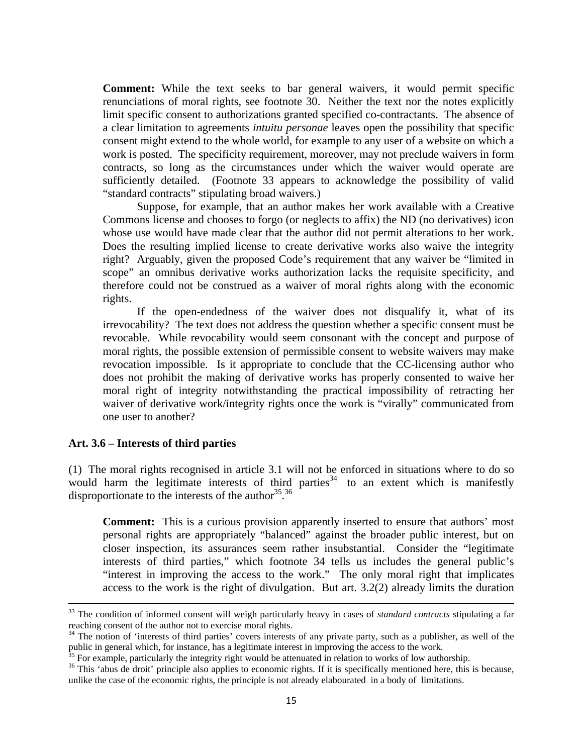**Comment:** While the text seeks to bar general waivers, it would permit specific renunciations of moral rights, see footnote 30. Neither the text nor the notes explicitly limit specific consent to authorizations granted specified co-contractants. The absence of a clear limitation to agreements *intuitu personae* leaves open the possibility that specific consent might extend to the whole world, for example to any user of a website on which a work is posted. The specificity requirement, moreover, may not preclude waivers in form contracts, so long as the circumstances under which the waiver would operate are sufficiently detailed. (Footnote 33 appears to acknowledge the possibility of valid "standard contracts" stipulating broad waivers.)

Suppose, for example, that an author makes her work available with a Creative Commons license and chooses to forgo (or neglects to affix) the ND (no derivatives) icon whose use would have made clear that the author did not permit alterations to her work. Does the resulting implied license to create derivative works also waive the integrity right? Arguably, given the proposed Code's requirement that any waiver be "limited in scope" an omnibus derivative works authorization lacks the requisite specificity, and therefore could not be construed as a waiver of moral rights along with the economic rights.

If the open-endedness of the waiver does not disqualify it, what of its irrevocability? The text does not address the question whether a specific consent must be revocable. While revocability would seem consonant with the concept and purpose of moral rights, the possible extension of permissible consent to website waivers may make revocation impossible. Is it appropriate to conclude that the CC-licensing author who does not prohibit the making of derivative works has properly consented to waive her moral right of integrity notwithstanding the practical impossibility of retracting her waiver of derivative work/integrity rights once the work is "virally" communicated from one user to another?

### Art. 3.6 – Interests of third parties

(1) The moral rights recognised in article 3.1 will not be enforced in situations where to do so would harm the legitimate interests of third parties[34] to an extent which is manifestly disproportionate to the interests of the author[35].[36]

**Comment:** This is a curious provision apparently inserted to ensure that authors' most personal rights are appropriately "balanced" against the broader public interest, but on closer inspection, its assurances seem rather insubstantial. Consider the "legitimate interests of third parties," which footnote 34 tells us includes the general public's "interest in improving the access to the work." The only moral right that implicates access to the work is the right of divulgation. But art. 3.2(2) already limits the duration

---

[33] The condition of informed consent will weigh particularly heavy in cases of *standard contracts* stipulating a far reaching consent of the author not to exercise moral rights.

[34] The notion of 'interests of third parties' covers interests of any private party, such as a publisher, as well of the public in general which, for instance, has a legitimate interest in improving the access to the work.

[35] For example, particularly the integrity right would be attenuated in relation to works of low authorship.

[36] This 'abus de droit' principle also applies to economic rights. If it is specifically mentioned here, this is because, unlike the case of the economic rights, the principle is not already elabourated in a body of limitations.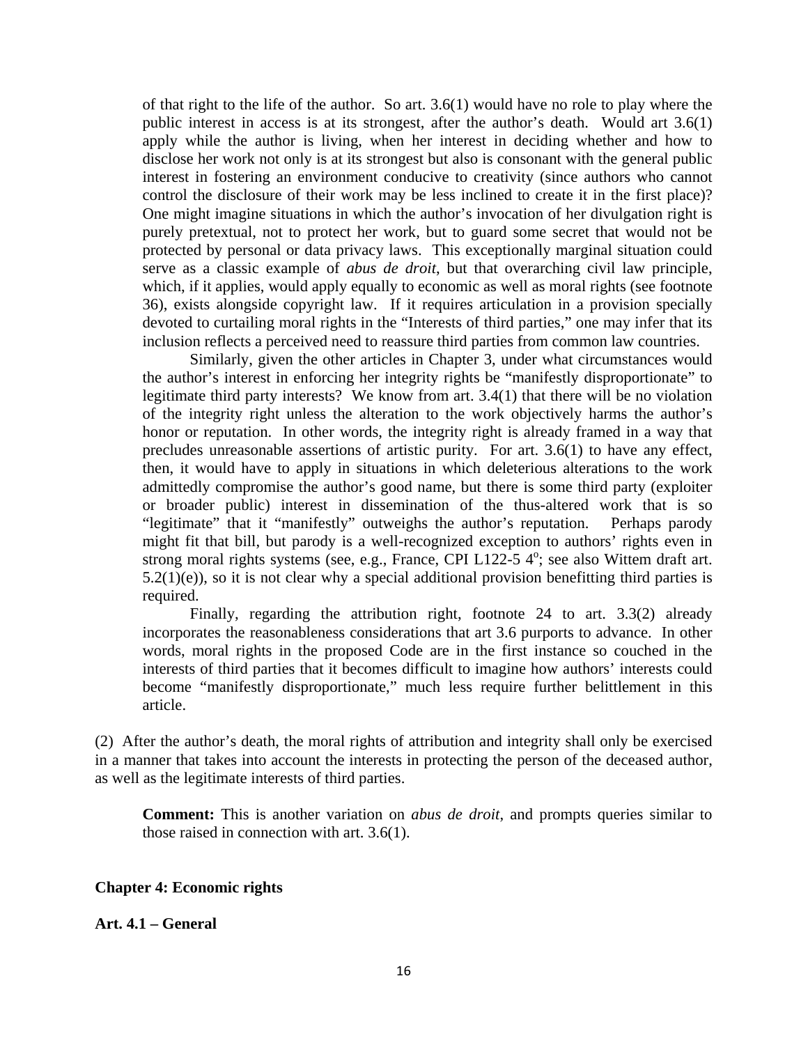of that right to the life of the author. So art. 3.6(1) would have no role to play where the public interest in access is at its strongest, after the author's death. Would art 3.6(1) apply while the author is living, when her interest in deciding whether and how to disclose her work not only is at its strongest but also is consonant with the general public interest in fostering an environment conducive to creativity (since authors who cannot control the disclosure of their work may be less inclined to create it in the first place)? One might imagine situations in which the author's invocation of her divulgation right is purely pretextual, not to protect her work, but to guard some secret that would not be protected by personal or data privacy laws. This exceptionally marginal situation could serve as a classic example of *abus de droit*, but that overarching civil law principle, which, if it applies, would apply equally to economic as well as moral rights (see footnote 36), exists alongside copyright law. If it requires articulation in a provision specially devoted to curtailing moral rights in the "Interests of third parties," one may infer that its inclusion reflects a perceived need to reassure third parties from common law countries.

Similarly, given the other articles in Chapter 3, under what circumstances would the author's interest in enforcing her integrity rights be "manifestly disproportionate" to legitimate third party interests? We know from art. 3.4(1) that there will be no violation of the integrity right unless the alteration to the work objectively harms the author's honor or reputation. In other words, the integrity right is already framed in a way that precludes unreasonable assertions of artistic purity. For art. 3.6(1) to have any effect, then, it would have to apply in situations in which deleterious alterations to the work admittedly compromise the author's good name, but there is some third party (exploiter or broader public) interest in dissemination of the thus-altered work that is so "legitimate" that it "manifestly" outweighs the author's reputation. Perhaps parody might fit that bill, but parody is a well-recognized exception to authors' rights even in strong moral rights systems (see, e.g., France, CPI L122-5 4º; see also Wittem draft art. 5.2(1)(e)), so it is not clear why a special additional provision benefitting third parties is required.

Finally, regarding the attribution right, footnote 24 to art. 3.3(2) already incorporates the reasonableness considerations that art 3.6 purports to advance. In other words, moral rights in the proposed Code are in the first instance so couched in the interests of third parties that it becomes difficult to imagine how authors' interests could become "manifestly disproportionate," much less require further belittlement in this article.

(2) After the author's death, the moral rights of attribution and integrity shall only be exercised in a manner that takes into account the interests in protecting the person of the deceased author, as well as the legitimate interests of third parties.

**Comment:** This is another variation on *abus de droit*, and prompts queries similar to those raised in connection with art. 3.6(1).

## Chapter 4: Economic rights

### Art. 4.1 – General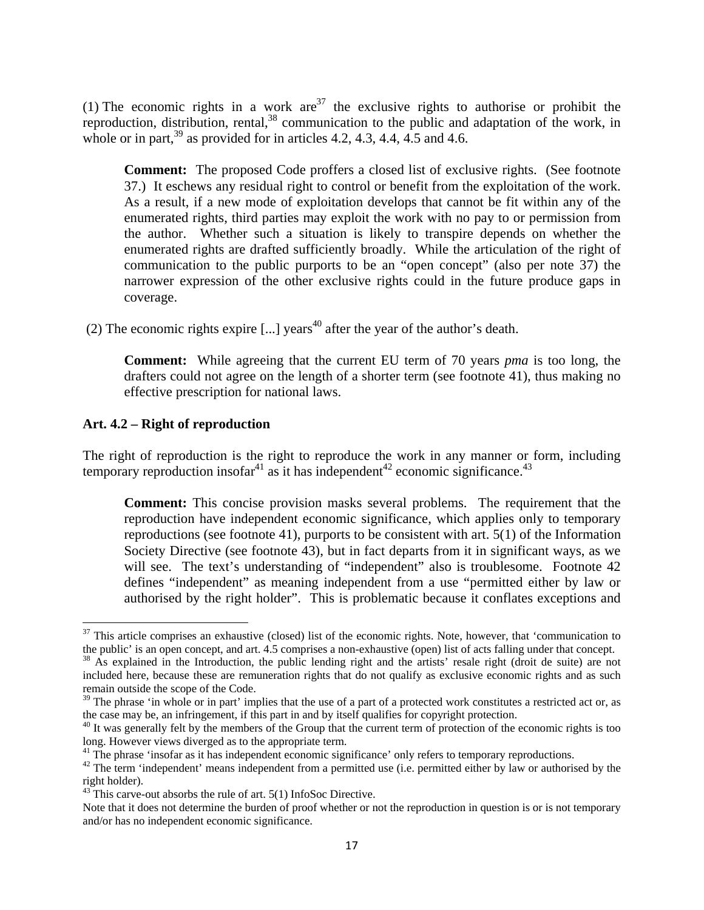(1) The economic rights in a work are[37] the exclusive rights to authorise or prohibit the reproduction, distribution, rental,[38] communication to the public and adaptation of the work, in whole or in part,[39] as provided for in articles 4.2, 4.3, 4.4, 4.5 and 4.6.

> **Comment:** The proposed Code proffers a closed list of exclusive rights. (See footnote 37.) It eschews any residual right to control or benefit from the exploitation of the work. As a result, if a new mode of exploitation develops that cannot be fit within any of the enumerated rights, third parties may exploit the work with no pay to or permission from the author. Whether such a situation is likely to transpire depends on whether the enumerated rights are drafted sufficiently broadly. While the articulation of the right of communication to the public purports to be an "open concept" (also per note 37) the narrower expression of the other exclusive rights could in the future produce gaps in coverage.

(2) The economic rights expire [...] years[40] after the year of the author's death.

> **Comment:** While agreeing that the current EU term of 70 years *pma* is too long, the drafters could not agree on the length of a shorter term (see footnote 41), thus making no effective prescription for national laws.

**Art. 4.2 – Right of reproduction**

The right of reproduction is the right to reproduce the work in any manner or form, including temporary reproduction insofar[41] as it has independent[42] economic significance.[43]

> **Comment:** This concise provision masks several problems. The requirement that the reproduction have independent economic significance, which applies only to temporary reproductions (see footnote 41), purports to be consistent with art. 5(1) of the Information Society Directive (see footnote 43), but in fact departs from it in significant ways, as we will see. The text's understanding of "independent" also is troublesome. Footnote 42 defines "independent" as meaning independent from a use "permitted either by law or authorised by the right holder". This is problematic because it conflates exceptions and

---

[37] This article comprises an exhaustive (closed) list of the economic rights. Note, however, that 'communication to the public' is an open concept, and art. 4.5 comprises a non-exhaustive (open) list of acts falling under that concept.

[38] As explained in the Introduction, the public lending right and the artists' resale right (droit de suite) are not included here, because these are remuneration rights that do not qualify as exclusive economic rights and as such remain outside the scope of the Code.

[39] The phrase 'in whole or in part' implies that the use of a part of a protected work constitutes a restricted act or, as the case may be, an infringement, if this part in and by itself qualifies for copyright protection.

[40] It was generally felt by the members of the Group that the current term of protection of the economic rights is too long. However views diverged as to the appropriate term.

[41] The phrase 'insofar as it has independent economic significance' only refers to temporary reproductions.

[42] The term 'independent' means independent from a permitted use (i.e. permitted either by law or authorised by the right holder).

[43] This carve-out absorbs the rule of art. 5(1) InfoSoc Directive.

Note that it does not determine the burden of proof whether or not the reproduction in question is or is not temporary and/or has no independent economic significance.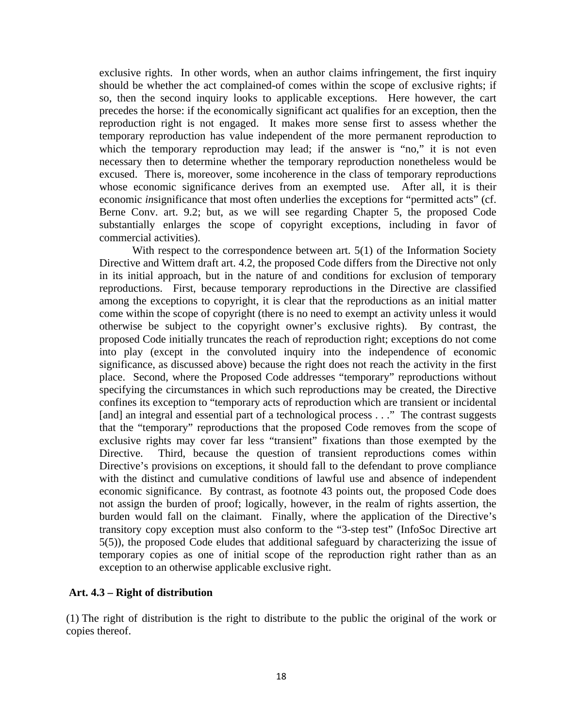exclusive rights. In other words, when an author claims infringement, the first inquiry should be whether the act complained-of comes within the scope of exclusive rights; if so, then the second inquiry looks to applicable exceptions. Here however, the cart precedes the horse: if the economically significant act qualifies for an exception, then the reproduction right is not engaged. It makes more sense first to assess whether the temporary reproduction has value independent of the more permanent reproduction to which the temporary reproduction may lead; if the answer is "no," it is not even necessary then to determine whether the temporary reproduction nonetheless would be excused. There is, moreover, some incoherence in the class of temporary reproductions whose economic significance derives from an exempted use. After all, it is their economic *in*significance that most often underlies the exceptions for "permitted acts" (cf. Berne Conv. art. 9.2; but, as we will see regarding Chapter 5, the proposed Code substantially enlarges the scope of copyright exceptions, including in favor of commercial activities).

With respect to the correspondence between art. 5(1) of the Information Society Directive and Wittem draft art. 4.2, the proposed Code differs from the Directive not only in its initial approach, but in the nature of and conditions for exclusion of temporary reproductions. First, because temporary reproductions in the Directive are classified among the exceptions to copyright, it is clear that the reproductions as an initial matter come within the scope of copyright (there is no need to exempt an activity unless it would otherwise be subject to the copyright owner's exclusive rights). By contrast, the proposed Code initially truncates the reach of reproduction right; exceptions do not come into play (except in the convoluted inquiry into the independence of economic significance, as discussed above) because the right does not reach the activity in the first place. Second, where the Proposed Code addresses "temporary" reproductions without specifying the circumstances in which such reproductions may be created, the Directive confines its exception to "temporary acts of reproduction which are transient or incidental [and] an integral and essential part of a technological process . . ." The contrast suggests that the "temporary" reproductions that the proposed Code removes from the scope of exclusive rights may cover far less "transient" fixations than those exempted by the Directive. Third, because the question of transient reproductions comes within Directive's provisions on exceptions, it should fall to the defendant to prove compliance with the distinct and cumulative conditions of lawful use and absence of independent economic significance. By contrast, as footnote 43 points out, the proposed Code does not assign the burden of proof; logically, however, in the realm of rights assertion, the burden would fall on the claimant. Finally, where the application of the Directive's transitory copy exception must also conform to the "3-step test" (InfoSoc Directive art 5(5)), the proposed Code eludes that additional safeguard by characterizing the issue of temporary copies as one of initial scope of the reproduction right rather than as an exception to an otherwise applicable exclusive right.

**Art. 4.3 – Right of distribution**

(1) The right of distribution is the right to distribute to the public the original of the work or copies thereof.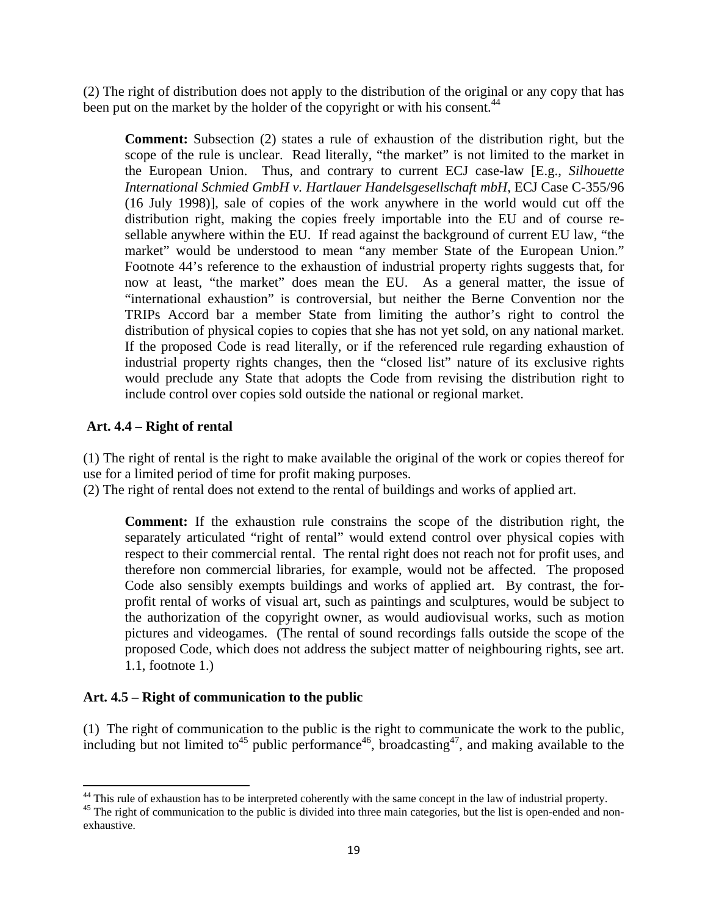(2) The right of distribution does not apply to the distribution of the original or any copy that has been put on the market by the holder of the copyright or with his consent.[44]

> **Comment:** Subsection (2) states a rule of exhaustion of the distribution right, but the scope of the rule is unclear. Read literally, "the market" is not limited to the market in the European Union. Thus, and contrary to current ECJ case-law [E.g., *Silhouette International Schmied GmbH v. Hartlauer Handelsgesellschaft mbH*, ECJ Case C-355/96 (16 July 1998)], sale of copies of the work anywhere in the world would cut off the distribution right, making the copies freely importable into the EU and of course re-sellable anywhere within the EU. If read against the background of current EU law, "the market" would be understood to mean "any member State of the European Union." Footnote 44's reference to the exhaustion of industrial property rights suggests that, for now at least, "the market" does mean the EU. As a general matter, the issue of "international exhaustion" is controversial, but neither the Berne Convention nor the TRIPs Accord bar a member State from limiting the author's right to control the distribution of physical copies to copies that she has not yet sold, on any national market. If the proposed Code is read literally, or if the referenced rule regarding exhaustion of industrial property rights changes, then the "closed list" nature of its exclusive rights would preclude any State that adopts the Code from revising the distribution right to include control over copies sold outside the national or regional market.

### Art. 4.4 – Right of rental

(1) The right of rental is the right to make available the original of the work or copies thereof for use for a limited period of time for profit making purposes.
(2) The right of rental does not extend to the rental of buildings and works of applied art.

> **Comment:** If the exhaustion rule constrains the scope of the distribution right, the separately articulated "right of rental" would extend control over physical copies with respect to their commercial rental. The rental right does not reach not for profit uses, and therefore non commercial libraries, for example, would not be affected. The proposed Code also sensibly exempts buildings and works of applied art. By contrast, the for-profit rental of works of visual art, such as paintings and sculptures, would be subject to the authorization of the copyright owner, as would audiovisual works, such as motion pictures and videogames. (The rental of sound recordings falls outside the scope of the proposed Code, which does not address the subject matter of neighbouring rights, see art. 1.1, footnote 1.)

### Art. 4.5 – Right of communication to the public

(1) The right of communication to the public is the right to communicate the work to the public, including but not limited to[45] public performance[46], broadcasting[47], and making available to the

---

[44] This rule of exhaustion has to be interpreted coherently with the same concept in the law of industrial property.

[45] The right of communication to the public is divided into three main categories, but the list is open-ended and non-exhaustive.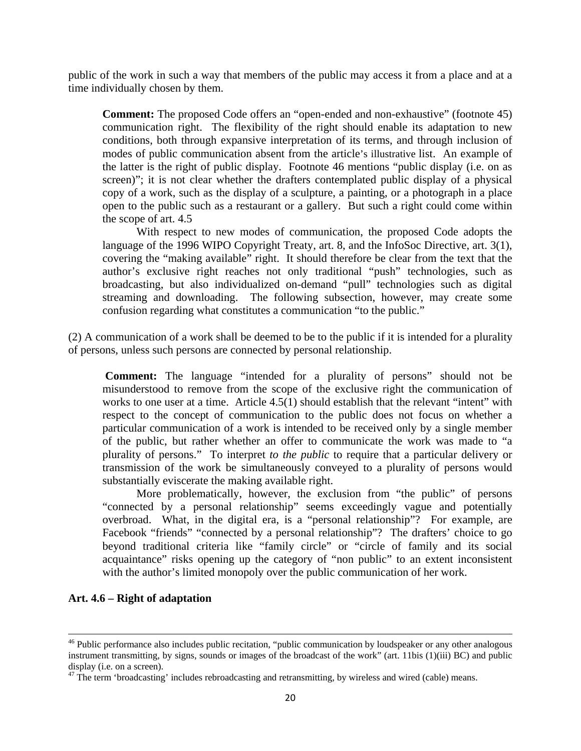public of the work in such a way that members of the public may access it from a place and at a time individually chosen by them.

> **Comment:** The proposed Code offers an "open-ended and non-exhaustive" (footnote 45) communication right. The flexibility of the right should enable its adaptation to new conditions, both through expansive interpretation of its terms, and through inclusion of modes of public communication absent from the article's illustrative list. An example of the latter is the right of public display. Footnote 46 mentions "public display (i.e. on as screen)"; it is not clear whether the drafters contemplated public display of a physical copy of a work, such as the display of a sculpture, a painting, or a photograph in a place open to the public such as a restaurant or a gallery. But such a right could come within the scope of art. 4.5
>
> With respect to new modes of communication, the proposed Code adopts the language of the 1996 WIPO Copyright Treaty, art. 8, and the InfoSoc Directive, art. 3(1), covering the "making available" right. It should therefore be clear from the text that the author's exclusive right reaches not only traditional "push" technologies, such as broadcasting, but also individualized on-demand "pull" technologies such as digital streaming and downloading. The following subsection, however, may create some confusion regarding what constitutes a communication "to the public."

(2) A communication of a work shall be deemed to be to the public if it is intended for a plurality of persons, unless such persons are connected by personal relationship.

> **Comment:** The language "intended for a plurality of persons" should not be misunderstood to remove from the scope of the exclusive right the communication of works to one user at a time. Article 4.5(1) should establish that the relevant "intent" with respect to the concept of communication to the public does not focus on whether a particular communication of a work is intended to be received only by a single member of the public, but rather whether an offer to communicate the work was made to "a plurality of persons." To interpret *to the public* to require that a particular delivery or transmission of the work be simultaneously conveyed to a plurality of persons would substantially eviscerate the making available right.
>
> More problematically, however, the exclusion from "the public" of persons "connected by a personal relationship" seems exceedingly vague and potentially overbroad. What, in the digital era, is a "personal relationship"? For example, are Facebook "friends" "connected by a personal relationship"? The drafters' choice to go beyond traditional criteria like "family circle" or "circle of family and its social acquaintance" risks opening up the category of "non public" to an extent inconsistent with the author's limited monopoly over the public communication of her work.

**Art. 4.6 – Right of adaptation**

---

[46] Public performance also includes public recitation, "public communication by loudspeaker or any other analogous instrument transmitting, by signs, sounds or images of the broadcast of the work" (art. 11bis (1)(iii) BC) and public display (i.e. on a screen).

[47] The term 'broadcasting' includes rebroadcasting and retransmitting, by wireless and wired (cable) means.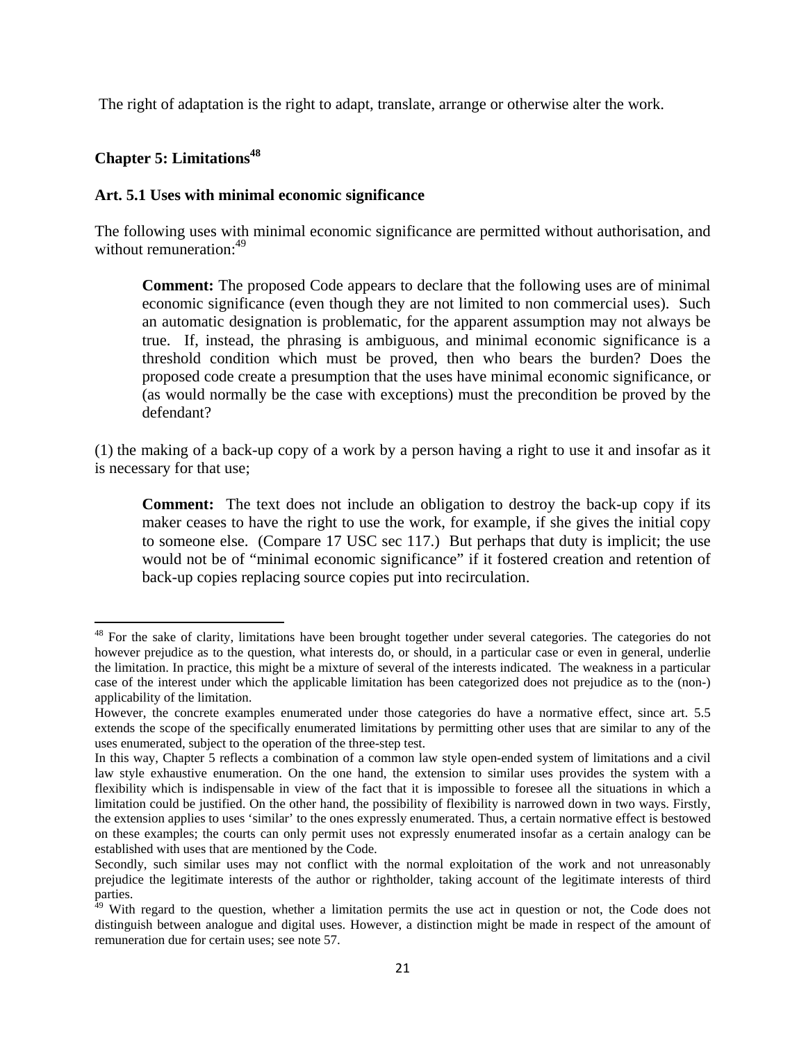The right of adaptation is the right to adapt, translate, arrange or otherwise alter the work.

### Chapter 5: Limitations[48]

#### Art. 5.1 Uses with minimal economic significance

The following uses with minimal economic significance are permitted without authorisation, and without remuneration:[49]

> **Comment:** The proposed Code appears to declare that the following uses are of minimal economic significance (even though they are not limited to non commercial uses). Such an automatic designation is problematic, for the apparent assumption may not always be true. If, instead, the phrasing is ambiguous, and minimal economic significance is a threshold condition which must be proved, then who bears the burden? Does the proposed code create a presumption that the uses have minimal economic significance, or (as would normally be the case with exceptions) must the precondition be proved by the defendant?

(1) the making of a back-up copy of a work by a person having a right to use it and insofar as it is necessary for that use;

> **Comment:** The text does not include an obligation to destroy the back-up copy if its maker ceases to have the right to use the work, for example, if she gives the initial copy to someone else. (Compare 17 USC sec 117.) But perhaps that duty is implicit; the use would not be of "minimal economic significance" if it fostered creation and retention of back-up copies replacing source copies put into recirculation.

---

[48] For the sake of clarity, limitations have been brought together under several categories. The categories do not however prejudice as to the question, what interests do, or should, in a particular case or even in general, underlie the limitation. In practice, this might be a mixture of several of the interests indicated. The weakness in a particular case of the interest under which the applicable limitation has been categorized does not prejudice as to the (non-) applicability of the limitation.

However, the concrete examples enumerated under those categories do have a normative effect, since art. 5.5 extends the scope of the specifically enumerated limitations by permitting other uses that are similar to any of the uses enumerated, subject to the operation of the three-step test.

In this way, Chapter 5 reflects a combination of a common law style open-ended system of limitations and a civil law style exhaustive enumeration. On the one hand, the extension to similar uses provides the system with a flexibility which is indispensable in view of the fact that it is impossible to foresee all the situations in which a limitation could be justified. On the other hand, the possibility of flexibility is narrowed down in two ways. Firstly, the extension applies to uses 'similar' to the ones expressly enumerated. Thus, a certain normative effect is bestowed on these examples; the courts can only permit uses not expressly enumerated insofar as a certain analogy can be established with uses that are mentioned by the Code.

Secondly, such similar uses may not conflict with the normal exploitation of the work and not unreasonably prejudice the legitimate interests of the author or rightholder, taking account of the legitimate interests of third parties.

[49] With regard to the question, whether a limitation permits the use act in question or not, the Code does not distinguish between analogue and digital uses. However, a distinction might be made in respect of the amount of remuneration due for certain uses; see note 57.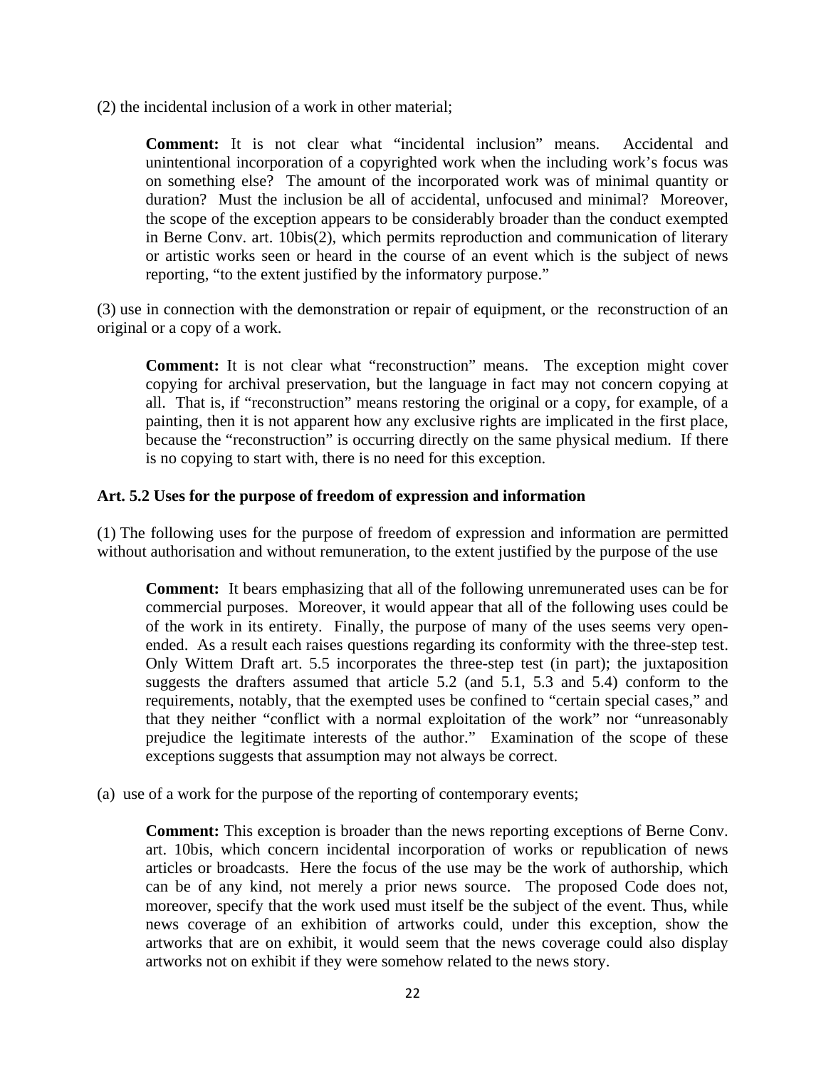(2) the incidental inclusion of a work in other material;

> **Comment:** It is not clear what "incidental inclusion" means. Accidental and unintentional incorporation of a copyrighted work when the including work's focus was on something else? The amount of the incorporated work was of minimal quantity or duration? Must the inclusion be all of accidental, unfocused and minimal? Moreover, the scope of the exception appears to be considerably broader than the conduct exempted in Berne Conv. art. 10bis(2), which permits reproduction and communication of literary or artistic works seen or heard in the course of an event which is the subject of news reporting, "to the extent justified by the informatory purpose."

(3) use in connection with the demonstration or repair of equipment, or the reconstruction of an original or a copy of a work.

> **Comment:** It is not clear what "reconstruction" means. The exception might cover copying for archival preservation, but the language in fact may not concern copying at all. That is, if "reconstruction" means restoring the original or a copy, for example, of a painting, then it is not apparent how any exclusive rights are implicated in the first place, because the "reconstruction" is occurring directly on the same physical medium. If there is no copying to start with, there is no need for this exception.

**Art. 5.2 Uses for the purpose of freedom of expression and information**

(1) The following uses for the purpose of freedom of expression and information are permitted without authorisation and without remuneration, to the extent justified by the purpose of the use

> **Comment:** It bears emphasizing that all of the following unremunerated uses can be for commercial purposes. Moreover, it would appear that all of the following uses could be of the work in its entirety. Finally, the purpose of many of the uses seems very open-ended. As a result each raises questions regarding its conformity with the three-step test. Only Wittem Draft art. 5.5 incorporates the three-step test (in part); the juxtaposition suggests the drafters assumed that article 5.2 (and 5.1, 5.3 and 5.4) conform to the requirements, notably, that the exempted uses be confined to "certain special cases," and that they neither "conflict with a normal exploitation of the work" nor "unreasonably prejudice the legitimate interests of the author." Examination of the scope of these exceptions suggests that assumption may not always be correct.

(a) use of a work for the purpose of the reporting of contemporary events;

> **Comment:** This exception is broader than the news reporting exceptions of Berne Conv. art. 10bis, which concern incidental incorporation of works or republication of news articles or broadcasts. Here the focus of the use may be the work of authorship, which can be of any kind, not merely a prior news source. The proposed Code does not, moreover, specify that the work used must itself be the subject of the event. Thus, while news coverage of an exhibition of artworks could, under this exception, show the artworks that are on exhibit, it would seem that the news coverage could also display artworks not on exhibit if they were somehow related to the news story.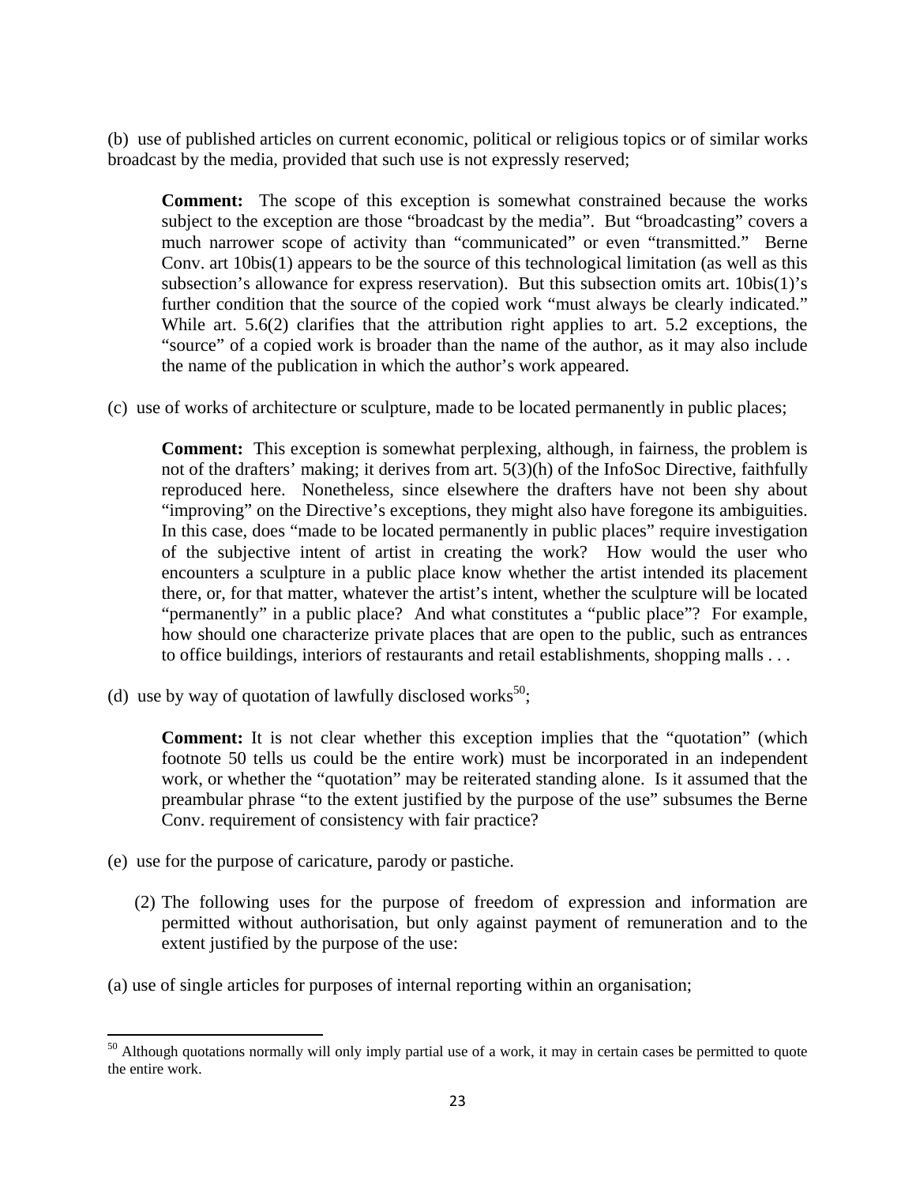(b) use of published articles on current economic, political or religious topics or of similar works broadcast by the media, provided that such use is not expressly reserved;

> **Comment:** The scope of this exception is somewhat constrained because the works subject to the exception are those "broadcast by the media". But "broadcasting" covers a much narrower scope of activity than "communicated" or even "transmitted." Berne Conv. art 10bis(1) appears to be the source of this technological limitation (as well as this subsection's allowance for express reservation). But this subsection omits art. 10bis(1)'s further condition that the source of the copied work "must always be clearly indicated." While art. 5.6(2) clarifies that the attribution right applies to art. 5.2 exceptions, the "source" of a copied work is broader than the name of the author, as it may also include the name of the publication in which the author's work appeared.

(c) use of works of architecture or sculpture, made to be located permanently in public places;

> **Comment:** This exception is somewhat perplexing, although, in fairness, the problem is not of the drafters' making; it derives from art. 5(3)(h) of the InfoSoc Directive, faithfully reproduced here. Nonetheless, since elsewhere the drafters have not been shy about "improving" on the Directive's exceptions, they might also have foregone its ambiguities. In this case, does "made to be located permanently in public places" require investigation of the subjective intent of artist in creating the work? How would the user who encounters a sculpture in a public place know whether the artist intended its placement there, or, for that matter, whatever the artist's intent, whether the sculpture will be located "permanently" in a public place? And what constitutes a "public place"? For example, how should one characterize private places that are open to the public, such as entrances to office buildings, interiors of restaurants and retail establishments, shopping malls . . .

(d) use by way of quotation of lawfully disclosed works[50];

> **Comment:** It is not clear whether this exception implies that the "quotation" (which footnote 50 tells us could be the entire work) must be incorporated in an independent work, or whether the "quotation" may be reiterated standing alone. Is it assumed that the preambular phrase "to the extent justified by the purpose of the use" subsumes the Berne Conv. requirement of consistency with fair practice?

(e) use for the purpose of caricature, parody or pastiche.

(2) The following uses for the purpose of freedom of expression and information are permitted without authorisation, but only against payment of remuneration and to the extent justified by the purpose of the use:

(a) use of single articles for purposes of internal reporting within an organisation;

---

[50] Although quotations normally will only imply partial use of a work, it may in certain cases be permitted to quote the entire work.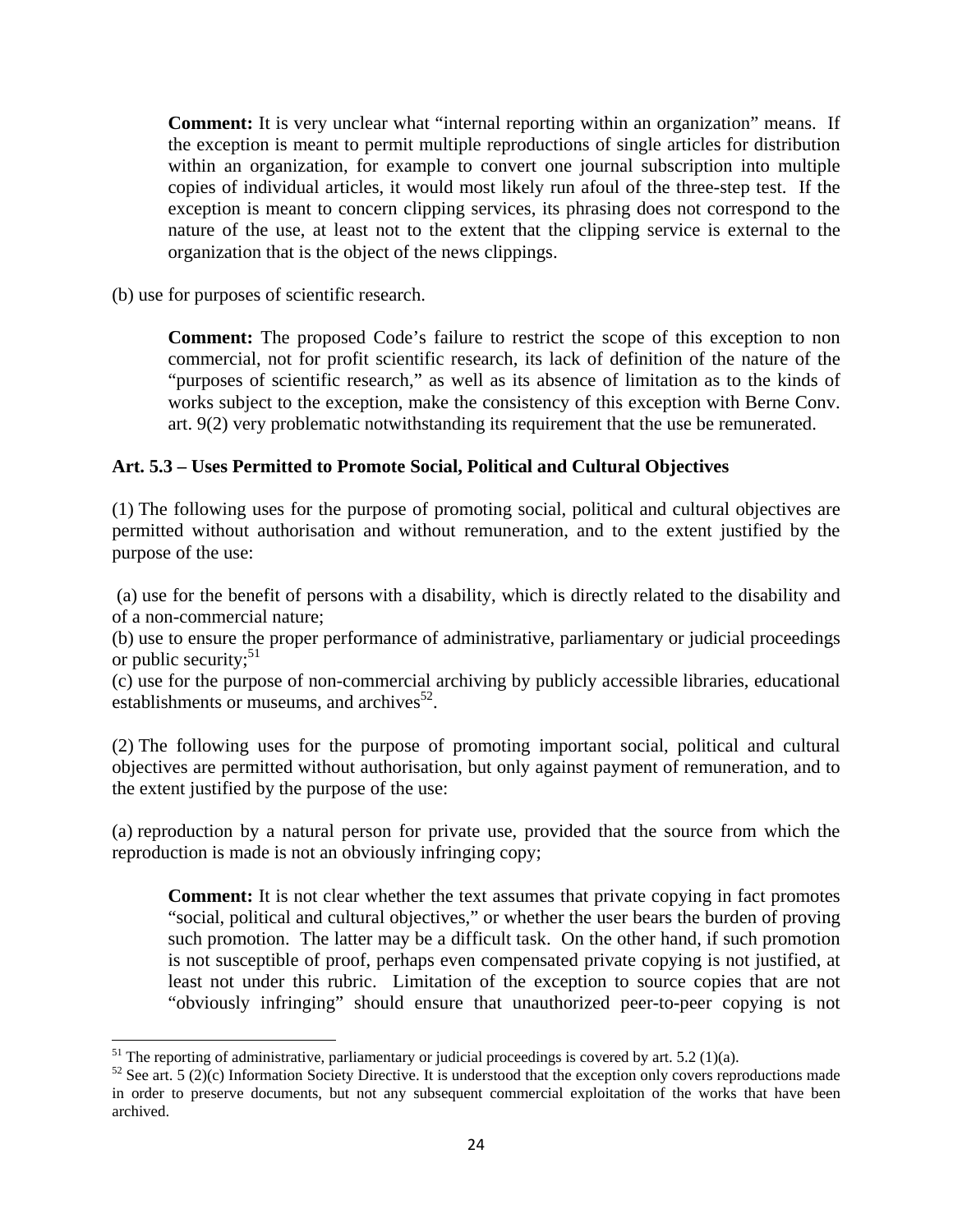**Comment:** It is very unclear what "internal reporting within an organization" means. If the exception is meant to permit multiple reproductions of single articles for distribution within an organization, for example to convert one journal subscription into multiple copies of individual articles, it would most likely run afoul of the three-step test. If the exception is meant to concern clipping services, its phrasing does not correspond to the nature of the use, at least not to the extent that the clipping service is external to the organization that is the object of the news clippings.

(b) use for purposes of scientific research.

**Comment:** The proposed Code's failure to restrict the scope of this exception to non commercial, not for profit scientific research, its lack of definition of the nature of the "purposes of scientific research," as well as its absence of limitation as to the kinds of works subject to the exception, make the consistency of this exception with Berne Conv. art. 9(2) very problematic notwithstanding its requirement that the use be remunerated.

### Art. 5.3 – Uses Permitted to Promote Social, Political and Cultural Objectives

(1) The following uses for the purpose of promoting social, political and cultural objectives are permitted without authorisation and without remuneration, and to the extent justified by the purpose of the use:

(a) use for the benefit of persons with a disability, which is directly related to the disability and of a non-commercial nature;
(b) use to ensure the proper performance of administrative, parliamentary or judicial proceedings or public security;[51]
(c) use for the purpose of non-commercial archiving by publicly accessible libraries, educational establishments or museums, and archives[52].

(2) The following uses for the purpose of promoting important social, political and cultural objectives are permitted without authorisation, but only against payment of remuneration, and to the extent justified by the purpose of the use:

(a) reproduction by a natural person for private use, provided that the source from which the reproduction is made is not an obviously infringing copy;

**Comment:** It is not clear whether the text assumes that private copying in fact promotes "social, political and cultural objectives," or whether the user bears the burden of proving such promotion. The latter may be a difficult task. On the other hand, if such promotion is not susceptible of proof, perhaps even compensated private copying is not justified, at least not under this rubric. Limitation of the exception to source copies that are not "obviously infringing" should ensure that unauthorized peer-to-peer copying is not

---

[51] The reporting of administrative, parliamentary or judicial proceedings is covered by art. 5.2 (1)(a).

[52] See art. 5 (2)(c) Information Society Directive. It is understood that the exception only covers reproductions made in order to preserve documents, but not any subsequent commercial exploitation of the works that have been archived.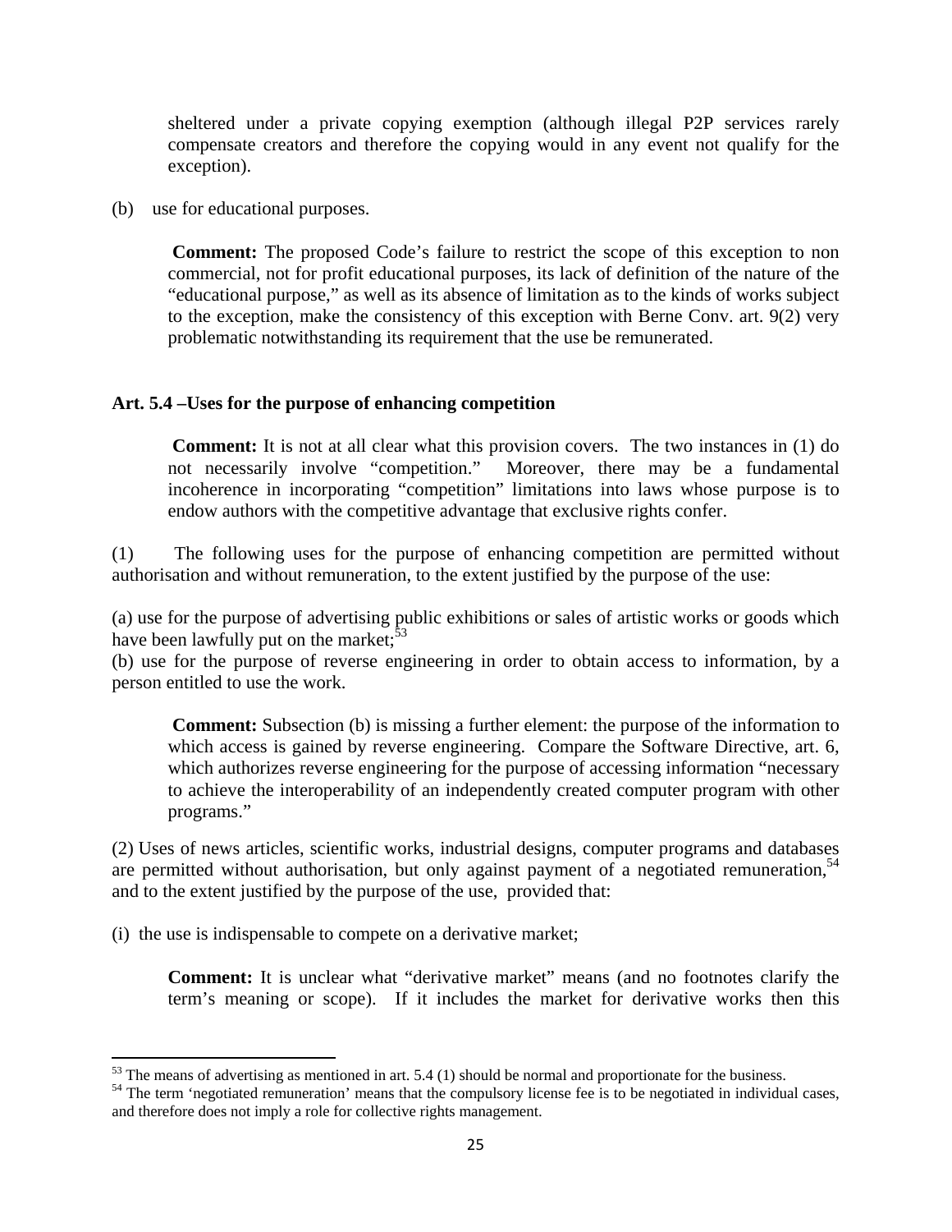sheltered under a private copying exemption (although illegal P2P services rarely compensate creators and therefore the copying would in any event not qualify for the exception).

(b) use for educational purposes.

> **Comment:** The proposed Code's failure to restrict the scope of this exception to non commercial, not for profit educational purposes, its lack of definition of the nature of the "educational purpose," as well as its absence of limitation as to the kinds of works subject to the exception, make the consistency of this exception with Berne Conv. art. 9(2) very problematic notwithstanding its requirement that the use be remunerated.

**Art. 5.4 –Uses for the purpose of enhancing competition**

> **Comment:** It is not at all clear what this provision covers. The two instances in (1) do not necessarily involve "competition." Moreover, there may be a fundamental incoherence in incorporating "competition" limitations into laws whose purpose is to endow authors with the competitive advantage that exclusive rights confer.

(1) The following uses for the purpose of enhancing competition are permitted without authorisation and without remuneration, to the extent justified by the purpose of the use:

(a) use for the purpose of advertising public exhibitions or sales of artistic works or goods which have been lawfully put on the market;[53]
(b) use for the purpose of reverse engineering in order to obtain access to information, by a person entitled to use the work.

> **Comment:** Subsection (b) is missing a further element: the purpose of the information to which access is gained by reverse engineering. Compare the Software Directive, art. 6, which authorizes reverse engineering for the purpose of accessing information "necessary to achieve the interoperability of an independently created computer program with other programs."

(2) Uses of news articles, scientific works, industrial designs, computer programs and databases are permitted without authorisation, but only against payment of a negotiated remuneration,[54] and to the extent justified by the purpose of the use, provided that:

(i) the use is indispensable to compete on a derivative market;

> **Comment:** It is unclear what "derivative market" means (and no footnotes clarify the term's meaning or scope). If it includes the market for derivative works then this

---

[53] The means of advertising as mentioned in art. 5.4 (1) should be normal and proportionate for the business.

[54] The term 'negotiated remuneration' means that the compulsory license fee is to be negotiated in individual cases, and therefore does not imply a role for collective rights management.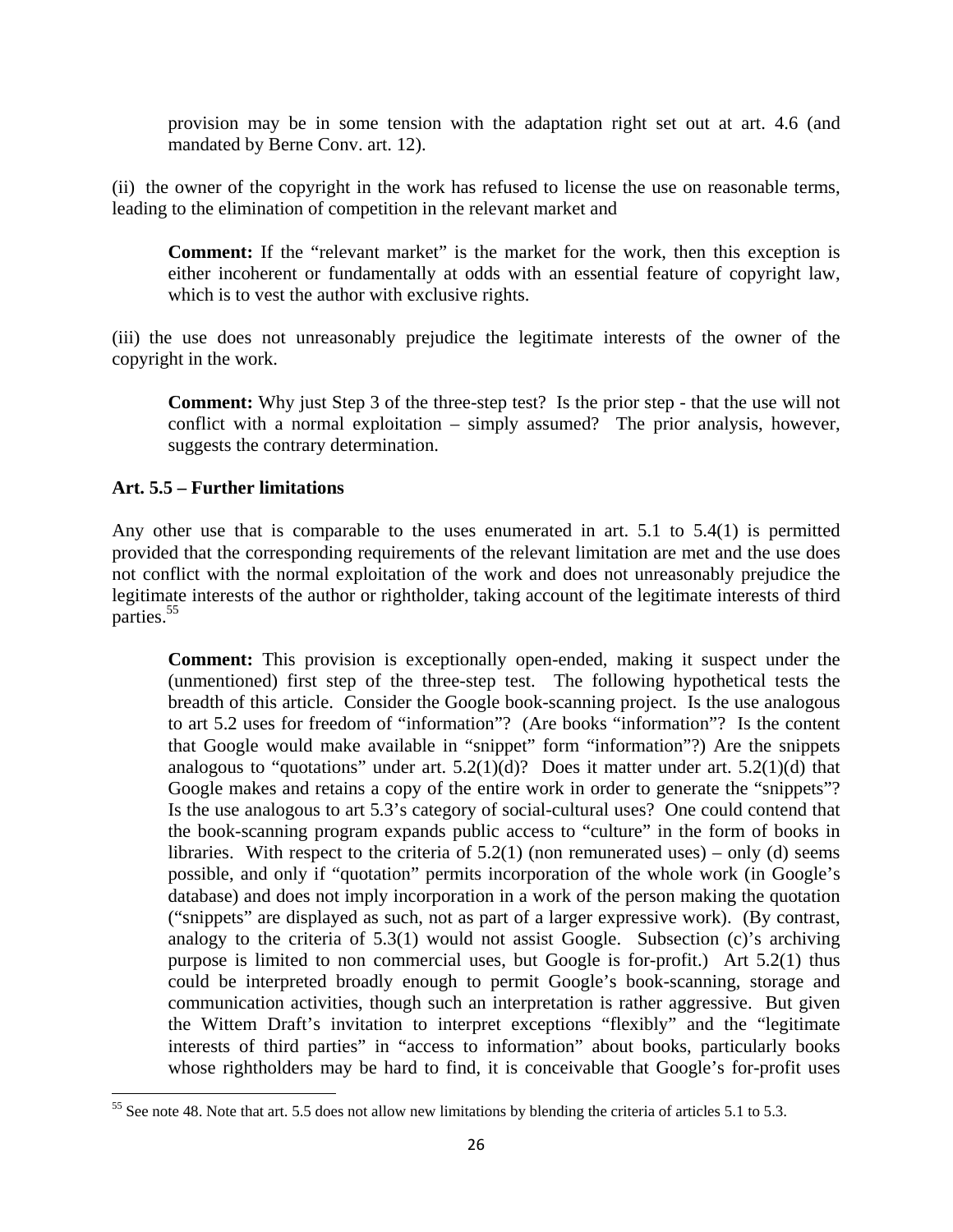provision may be in some tension with the adaptation right set out at art. 4.6 (and mandated by Berne Conv. art. 12).

(ii) the owner of the copyright in the work has refused to license the use on reasonable terms, leading to the elimination of competition in the relevant market and

> **Comment:** If the "relevant market" is the market for the work, then this exception is either incoherent or fundamentally at odds with an essential feature of copyright law, which is to vest the author with exclusive rights.

(iii) the use does not unreasonably prejudice the legitimate interests of the owner of the copyright in the work.

> **Comment:** Why just Step 3 of the three-step test? Is the prior step - that the use will not conflict with a normal exploitation – simply assumed? The prior analysis, however, suggests the contrary determination.

### Art. 5.5 – Further limitations

Any other use that is comparable to the uses enumerated in art. 5.1 to 5.4(1) is permitted provided that the corresponding requirements of the relevant limitation are met and the use does not conflict with the normal exploitation of the work and does not unreasonably prejudice the legitimate interests of the author or rightholder, taking account of the legitimate interests of third parties.[55]

> **Comment:** This provision is exceptionally open-ended, making it suspect under the (unmentioned) first step of the three-step test. The following hypothetical tests the breadth of this article. Consider the Google book-scanning project. Is the use analogous to art 5.2 uses for freedom of "information"? (Are books "information"? Is the content that Google would make available in "snippet" form "information"?) Are the snippets analogous to "quotations" under art. 5.2(1)(d)? Does it matter under art. 5.2(1)(d) that Google makes and retains a copy of the entire work in order to generate the "snippets"? Is the use analogous to art 5.3's category of social-cultural uses? One could contend that the book-scanning program expands public access to "culture" in the form of books in libraries. With respect to the criteria of 5.2(1) (non remunerated uses) – only (d) seems possible, and only if "quotation" permits incorporation of the whole work (in Google's database) and does not imply incorporation in a work of the person making the quotation ("snippets" are displayed as such, not as part of a larger expressive work). (By contrast, analogy to the criteria of 5.3(1) would not assist Google. Subsection (c)'s archiving purpose is limited to non commercial uses, but Google is for-profit.) Art 5.2(1) thus could be interpreted broadly enough to permit Google's book-scanning, storage and communication activities, though such an interpretation is rather aggressive. But given the Wittem Draft's invitation to interpret exceptions "flexibly" and the "legitimate interests of third parties" in "access to information" about books, particularly books whose rightholders may be hard to find, it is conceivable that Google's for-profit uses

---

[55] See note 48. Note that art. 5.5 does not allow new limitations by blending the criteria of articles 5.1 to 5.3.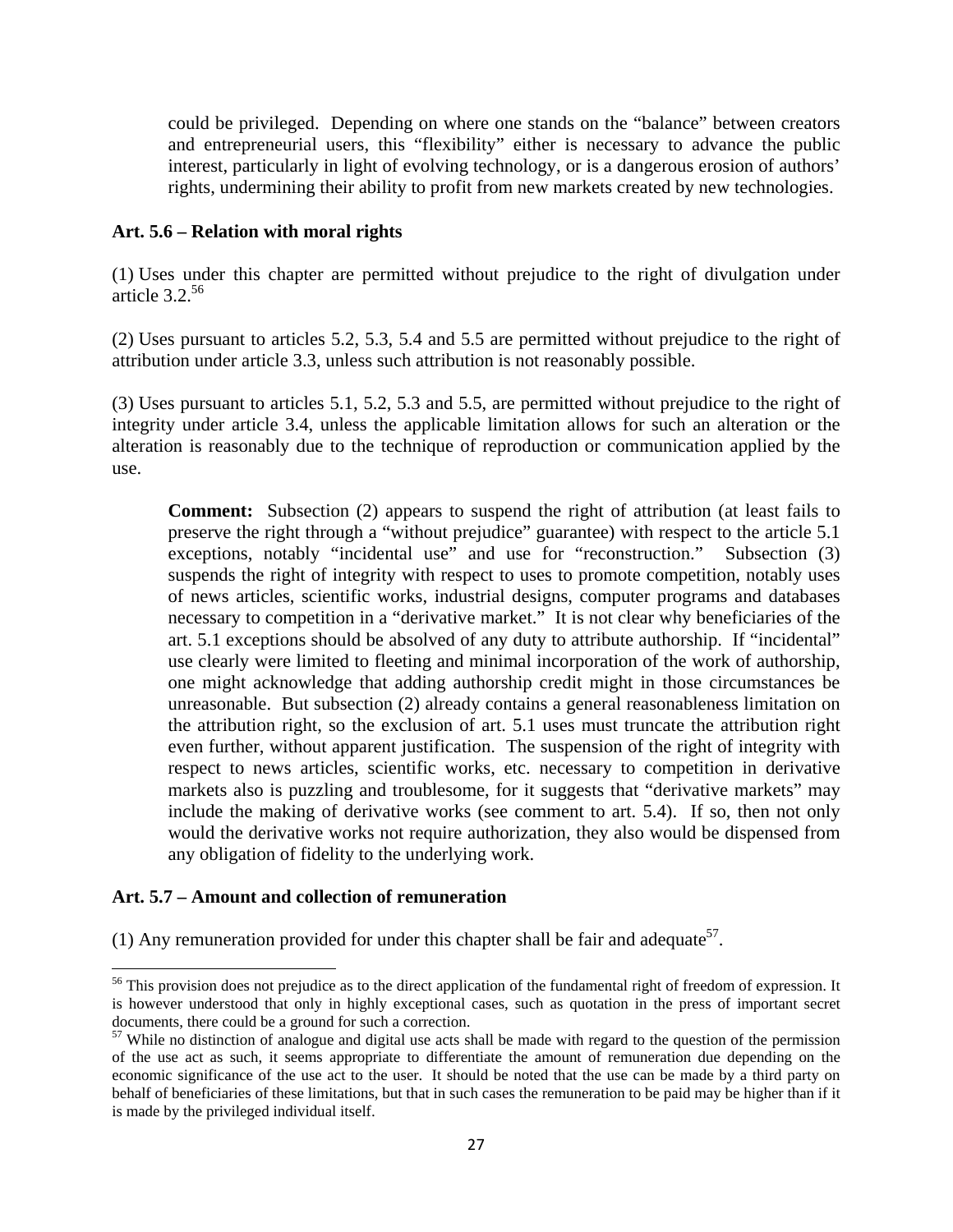could be privileged. Depending on where one stands on the "balance" between creators and entrepreneurial users, this "flexibility" either is necessary to advance the public interest, particularly in light of evolving technology, or is a dangerous erosion of authors' rights, undermining their ability to profit from new markets created by new technologies.

**Art. 5.6 – Relation with moral rights**

(1) Uses under this chapter are permitted without prejudice to the right of divulgation under article 3.2.[56]

(2) Uses pursuant to articles 5.2, 5.3, 5.4 and 5.5 are permitted without prejudice to the right of attribution under article 3.3, unless such attribution is not reasonably possible.

(3) Uses pursuant to articles 5.1, 5.2, 5.3 and 5.5, are permitted without prejudice to the right of integrity under article 3.4, unless the applicable limitation allows for such an alteration or the alteration is reasonably due to the technique of reproduction or communication applied by the use.

> **Comment:** Subsection (2) appears to suspend the right of attribution (at least fails to preserve the right through a "without prejudice" guarantee) with respect to the article 5.1 exceptions, notably "incidental use" and use for "reconstruction." Subsection (3) suspends the right of integrity with respect to uses to promote competition, notably uses of news articles, scientific works, industrial designs, computer programs and databases necessary to competition in a "derivative market." It is not clear why beneficiaries of the art. 5.1 exceptions should be absolved of any duty to attribute authorship. If "incidental" use clearly were limited to fleeting and minimal incorporation of the work of authorship, one might acknowledge that adding authorship credit might in those circumstances be unreasonable. But subsection (2) already contains a general reasonableness limitation on the attribution right, so the exclusion of art. 5.1 uses must truncate the attribution right even further, without apparent justification. The suspension of the right of integrity with respect to news articles, scientific works, etc. necessary to competition in derivative markets also is puzzling and troublesome, for it suggests that "derivative markets" may include the making of derivative works (see comment to art. 5.4). If so, then not only would the derivative works not require authorization, they also would be dispensed from any obligation of fidelity to the underlying work.

**Art. 5.7 – Amount and collection of remuneration**

(1) Any remuneration provided for under this chapter shall be fair and adequate[57].

---

[56] This provision does not prejudice as to the direct application of the fundamental right of freedom of expression. It is however understood that only in highly exceptional cases, such as quotation in the press of important secret documents, there could be a ground for such a correction.

[57] While no distinction of analogue and digital use acts shall be made with regard to the question of the permission of the use act as such, it seems appropriate to differentiate the amount of remuneration due depending on the economic significance of the use act to the user. It should be noted that the use can be made by a third party on behalf of beneficiaries of these limitations, but that in such cases the remuneration to be paid may be higher than if it is made by the privileged individual itself.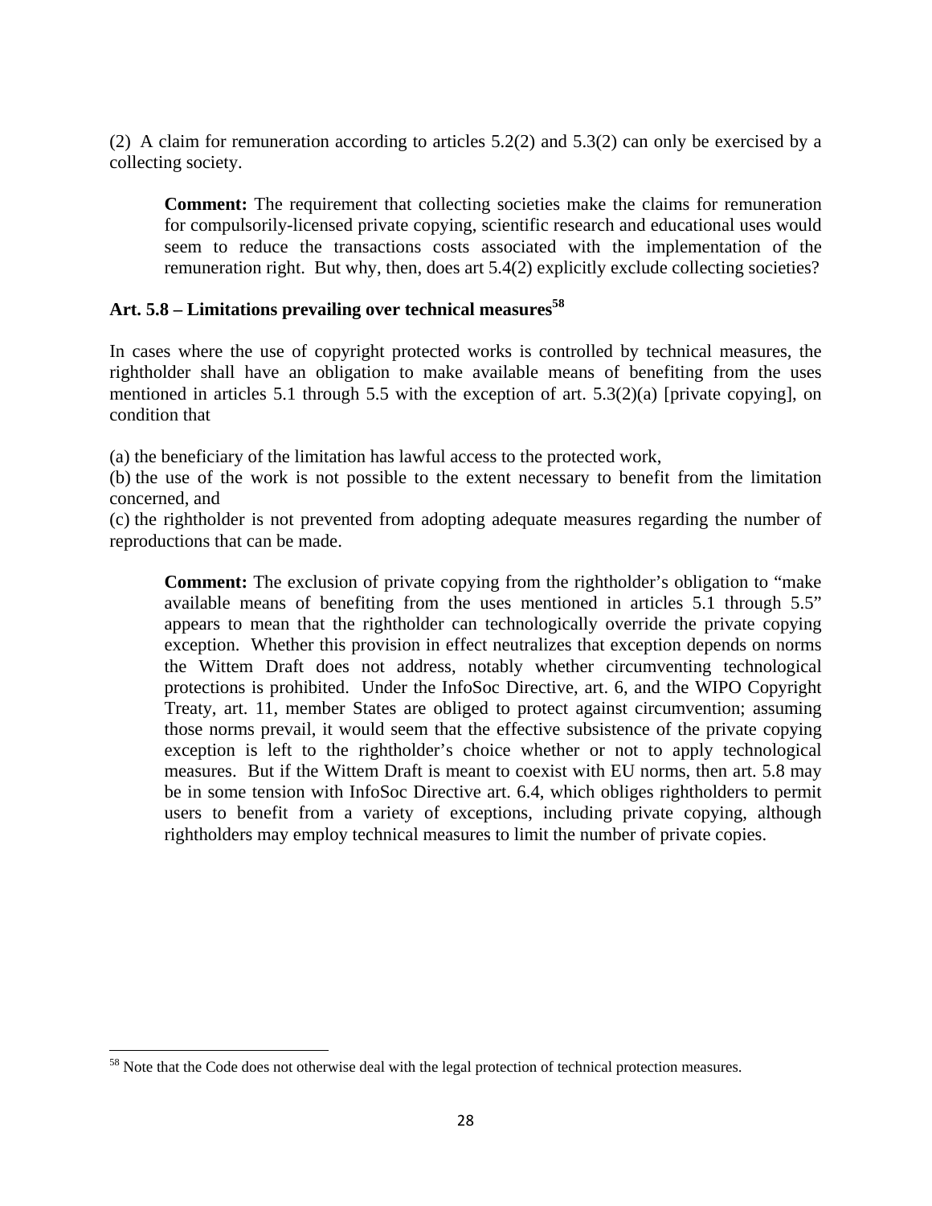(2) A claim for remuneration according to articles 5.2(2) and 5.3(2) can only be exercised by a collecting society.

> **Comment:** The requirement that collecting societies make the claims for remuneration for compulsorily-licensed private copying, scientific research and educational uses would seem to reduce the transactions costs associated with the implementation of the remuneration right. But why, then, does art 5.4(2) explicitly exclude collecting societies?

### Art. 5.8 – Limitations prevailing over technical measures[58]

In cases where the use of copyright protected works is controlled by technical measures, the rightholder shall have an obligation to make available means of benefiting from the uses mentioned in articles 5.1 through 5.5 with the exception of art. 5.3(2)(a) [private copying], on condition that

(a) the beneficiary of the limitation has lawful access to the protected work,
(b) the use of the work is not possible to the extent necessary to benefit from the limitation concerned, and
(c) the rightholder is not prevented from adopting adequate measures regarding the number of reproductions that can be made.

> **Comment:** The exclusion of private copying from the rightholder's obligation to "make available means of benefiting from the uses mentioned in articles 5.1 through 5.5" appears to mean that the rightholder can technologically override the private copying exception. Whether this provision in effect neutralizes that exception depends on norms the Wittem Draft does not address, notably whether circumventing technological protections is prohibited. Under the InfoSoc Directive, art. 6, and the WIPO Copyright Treaty, art. 11, member States are obliged to protect against circumvention; assuming those norms prevail, it would seem that the effective subsistence of the private copying exception is left to the rightholder's choice whether or not to apply technological measures. But if the Wittem Draft is meant to coexist with EU norms, then art. 5.8 may be in some tension with InfoSoc Directive art. 6.4, which obliges rightholders to permit users to benefit from a variety of exceptions, including private copying, although rightholders may employ technical measures to limit the number of private copies.

---

[58] Note that the Code does not otherwise deal with the legal protection of technical protection measures.